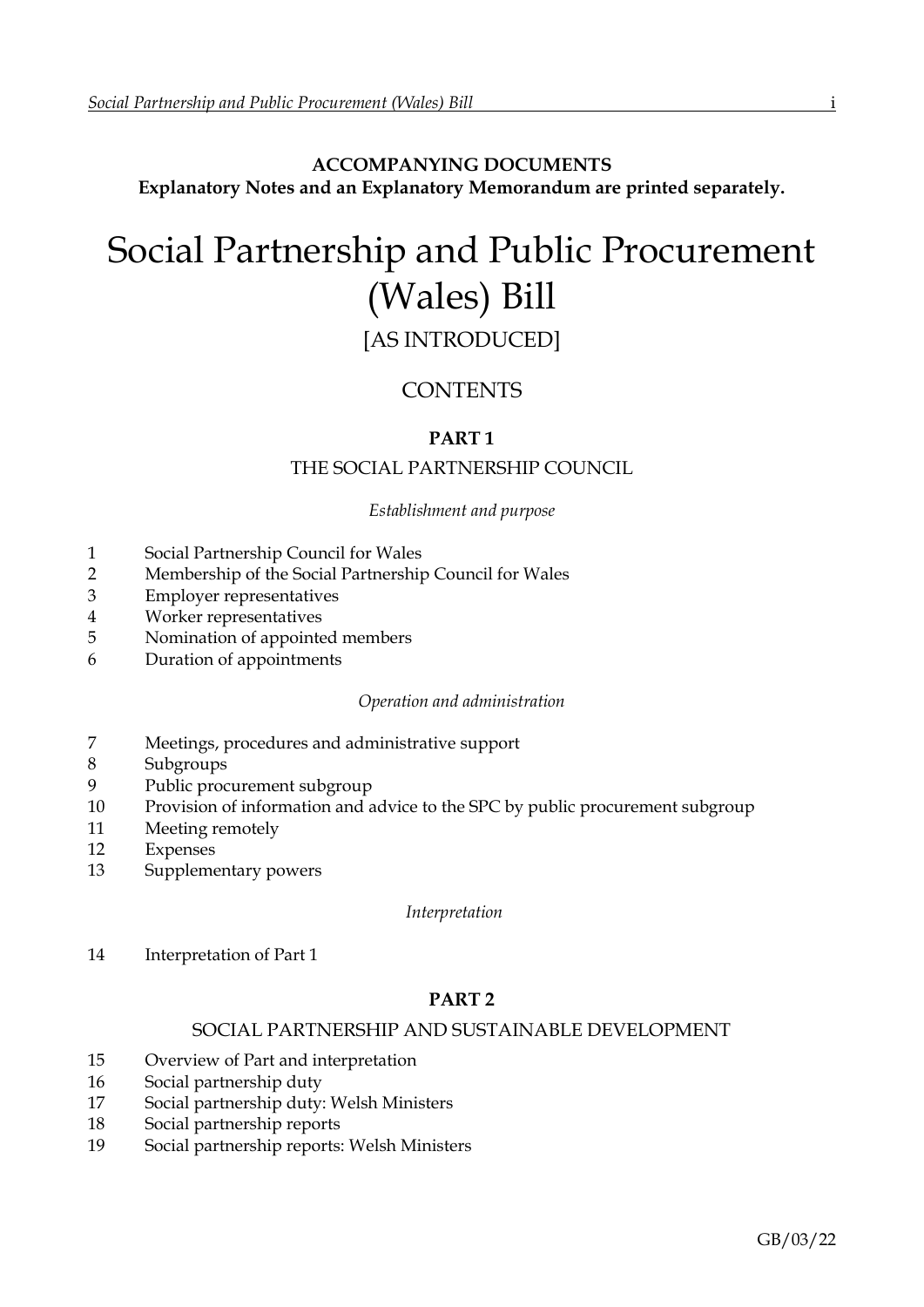**ACCOMPANYING DOCUMENTS**
**Explanatory Notes and an Explanatory Memorandum are printed separately.**

# Social Partnership and Public Procurement (Wales) Bill

[AS INTRODUCED]

## CONTENTS

### PART 1

THE SOCIAL PARTNERSHIP COUNCIL

*Establishment and purpose*

1 Social Partnership Council for Wales
2 Membership of the Social Partnership Council for Wales
3 Employer representatives
4 Worker representatives
5 Nomination of appointed members
6 Duration of appointments

*Operation and administration*

7 Meetings, procedures and administrative support
8 Subgroups
9 Public procurement subgroup
10 Provision of information and advice to the SPC by public procurement subgroup
11 Meeting remotely
12 Expenses
13 Supplementary powers

*Interpretation*

14 Interpretation of Part 1

### PART 2

SOCIAL PARTNERSHIP AND SUSTAINABLE DEVELOPMENT

15 Overview of Part and interpretation
16 Social partnership duty
17 Social partnership duty: Welsh Ministers
18 Social partnership reports
19 Social partnership reports: Welsh Ministers

GB/03/22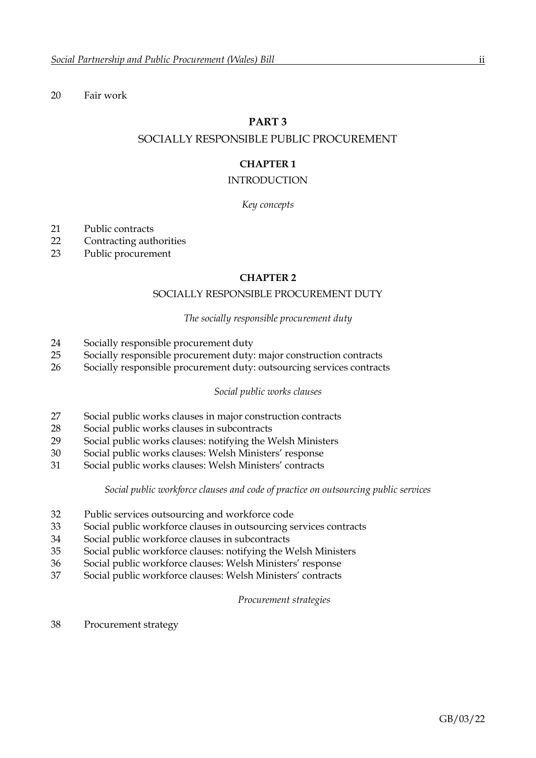20 Fair work

## PART 3

## SOCIALLY RESPONSIBLE PUBLIC PROCUREMENT

### CHAPTER 1

### INTRODUCTION

*Key concepts*

21 Public contracts
22 Contracting authorities
23 Public procurement

### CHAPTER 2

### SOCIALLY RESPONSIBLE PROCUREMENT DUTY

*The socially responsible procurement duty*

24 Socially responsible procurement duty
25 Socially responsible procurement duty: major construction contracts
26 Socially responsible procurement duty: outsourcing services contracts

*Social public works clauses*

27 Social public works clauses in major construction contracts
28 Social public works clauses in subcontracts
29 Social public works clauses: notifying the Welsh Ministers
30 Social public works clauses: Welsh Ministers' response
31 Social public works clauses: Welsh Ministers' contracts

*Social public workforce clauses and code of practice on outsourcing public services*

32 Public services outsourcing and workforce code
33 Social public workforce clauses in outsourcing services contracts
34 Social public workforce clauses in subcontracts
35 Social public workforce clauses: notifying the Welsh Ministers
36 Social public workforce clauses: Welsh Ministers' response
37 Social public workforce clauses: Welsh Ministers' contracts

*Procurement strategies*

38 Procurement strategy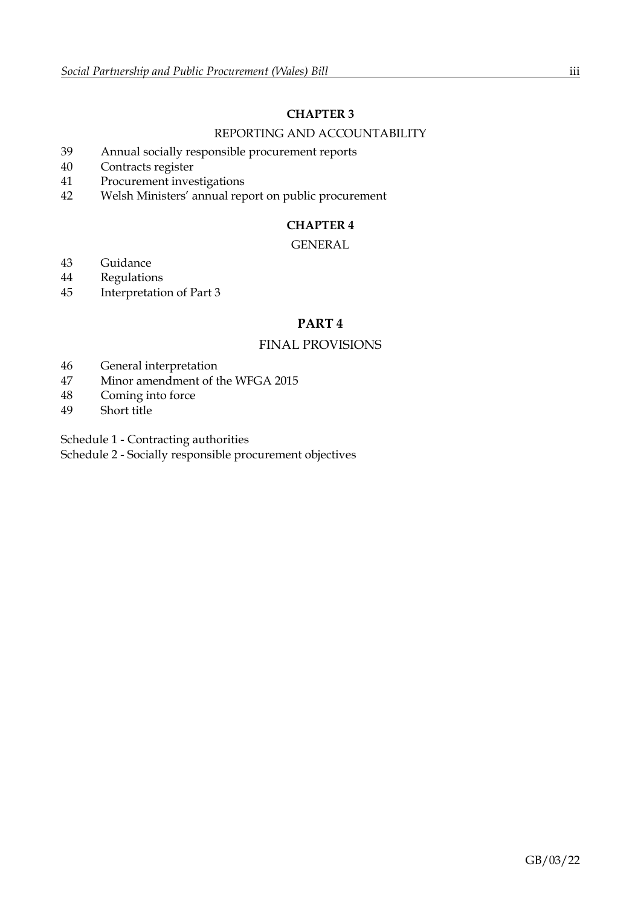## CHAPTER 3

### REPORTING AND ACCOUNTABILITY

39 Annual socially responsible procurement reports
40 Contracts register
41 Procurement investigations
42 Welsh Ministers' annual report on public procurement

## CHAPTER 4

### GENERAL

43 Guidance
44 Regulations
45 Interpretation of Part 3

## PART 4

### FINAL PROVISIONS

46 General interpretation
47 Minor amendment of the WFGA 2015
48 Coming into force
49 Short title

Schedule 1 - Contracting authorities
Schedule 2 - Socially responsible procurement objectives

GB/03/22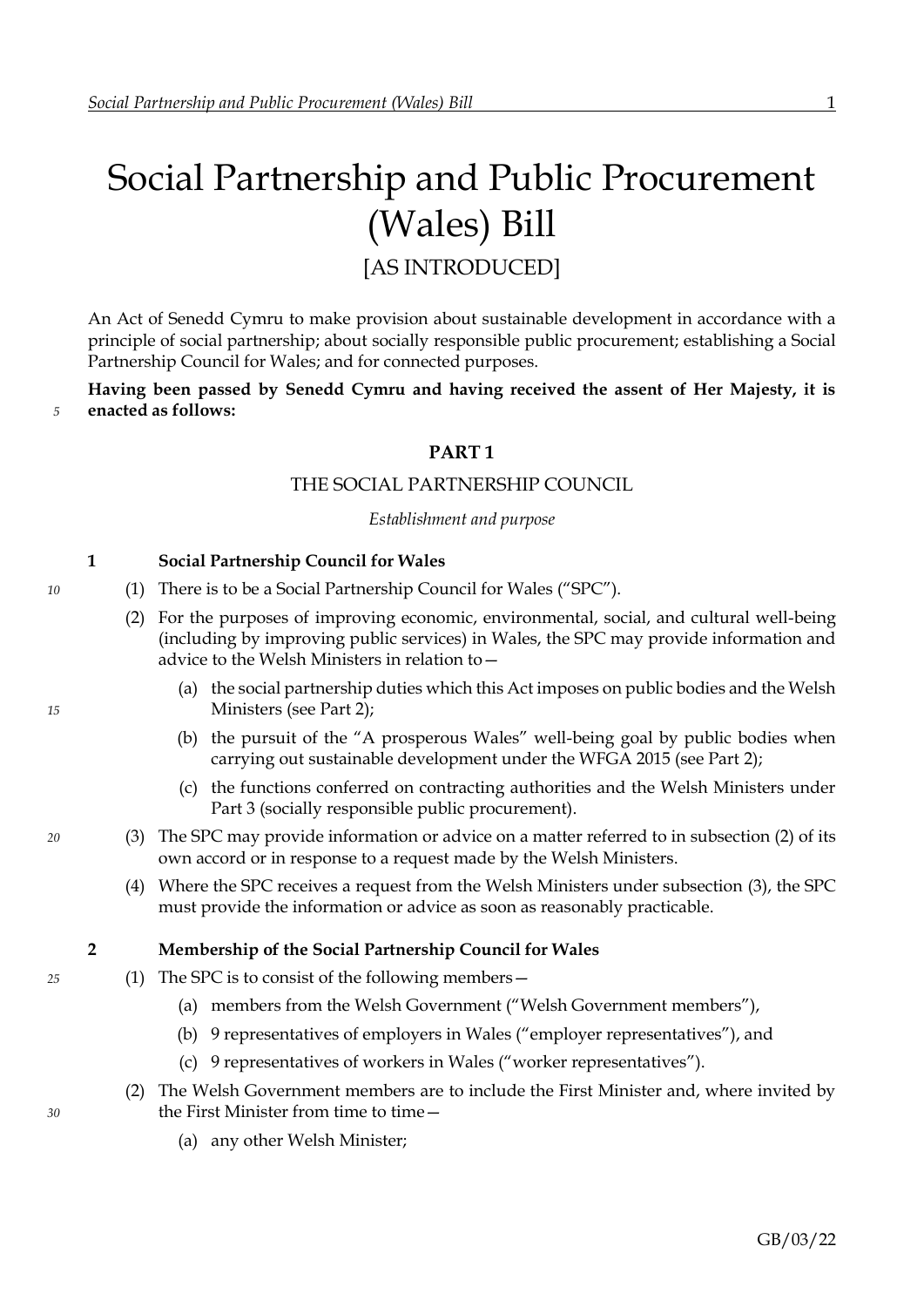# Social Partnership and Public Procurement (Wales) Bill

[AS INTRODUCED]

An Act of Senedd Cymru to make provision about sustainable development in accordance with a principle of social partnership; about socially responsible public procurement; establishing a Social Partnership Council for Wales; and for connected purposes.

**Having been passed by Senedd Cymru and having received the assent of Her Majesty, it is enacted as follows:**

## PART 1

### THE SOCIAL PARTNERSHIP COUNCIL

*Establishment and purpose*

**1 Social Partnership Council for Wales**

(1) There is to be a Social Partnership Council for Wales ("SPC").

(2) For the purposes of improving economic, environmental, social, and cultural well-being (including by improving public services) in Wales, the SPC may provide information and advice to the Welsh Ministers in relation to—

- (a) the social partnership duties which this Act imposes on public bodies and the Welsh Ministers (see Part 2);
- (b) the pursuit of the "A prosperous Wales" well-being goal by public bodies when carrying out sustainable development under the WFGA 2015 (see Part 2);
- (c) the functions conferred on contracting authorities and the Welsh Ministers under Part 3 (socially responsible public procurement).

(3) The SPC may provide information or advice on a matter referred to in subsection (2) of its own accord or in response to a request made by the Welsh Ministers.

(4) Where the SPC receives a request from the Welsh Ministers under subsection (3), the SPC must provide the information or advice as soon as reasonably practicable.

**2 Membership of the Social Partnership Council for Wales**

(1) The SPC is to consist of the following members—

- (a) members from the Welsh Government ("Welsh Government members"),
- (b) 9 representatives of employers in Wales ("employer representatives"), and
- (c) 9 representatives of workers in Wales ("worker representatives").

(2) The Welsh Government members are to include the First Minister and, where invited by the First Minister from time to time—

- (a) any other Welsh Minister;

GB/03/22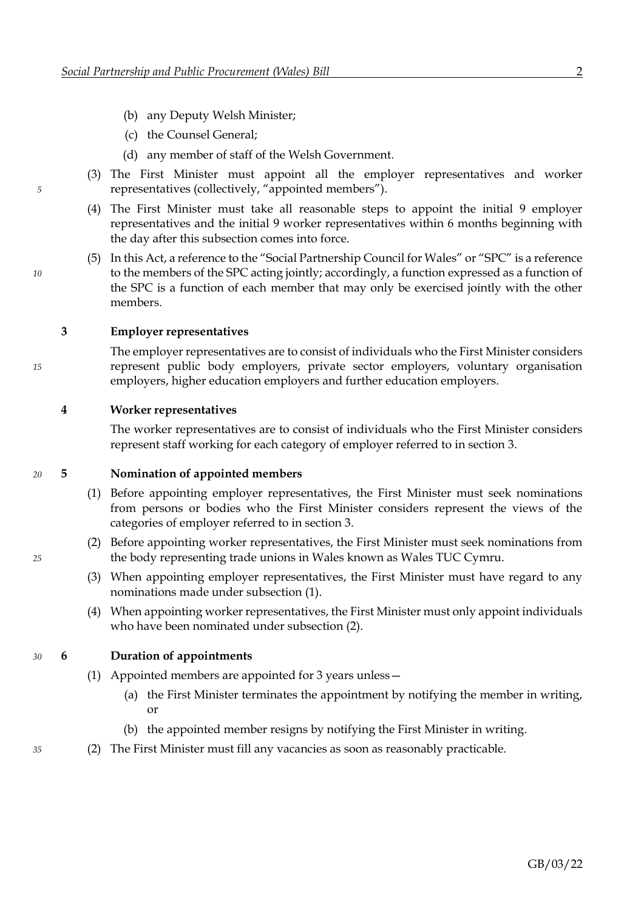(b) any Deputy Welsh Minister;

(c) the Counsel General;

(d) any member of staff of the Welsh Government.

(3) The First Minister must appoint all the employer representatives and worker representatives (collectively, "appointed members").

(4) The First Minister must take all reasonable steps to appoint the initial 9 employer representatives and the initial 9 worker representatives within 6 months beginning with the day after this subsection comes into force.

(5) In this Act, a reference to the "Social Partnership Council for Wales" or "SPC" is a reference to the members of the SPC acting jointly; accordingly, a function expressed as a function of the SPC is a function of each member that may only be exercised jointly with the other members.

### 3 Employer representatives

The employer representatives are to consist of individuals who the First Minister considers represent public body employers, private sector employers, voluntary organisation employers, higher education employers and further education employers.

### 4 Worker representatives

The worker representatives are to consist of individuals who the First Minister considers represent staff working for each category of employer referred to in section 3.

### 5 Nomination of appointed members

(1) Before appointing employer representatives, the First Minister must seek nominations from persons or bodies who the First Minister considers represent the views of the categories of employer referred to in section 3.

(2) Before appointing worker representatives, the First Minister must seek nominations from the body representing trade unions in Wales known as Wales TUC Cymru.

(3) When appointing employer representatives, the First Minister must have regard to any nominations made under subsection (1).

(4) When appointing worker representatives, the First Minister must only appoint individuals who have been nominated under subsection (2).

### 6 Duration of appointments

(1) Appointed members are appointed for 3 years unless—

(a) the First Minister terminates the appointment by notifying the member in writing, or

(b) the appointed member resigns by notifying the First Minister in writing.

(2) The First Minister must fill any vacancies as soon as reasonably practicable.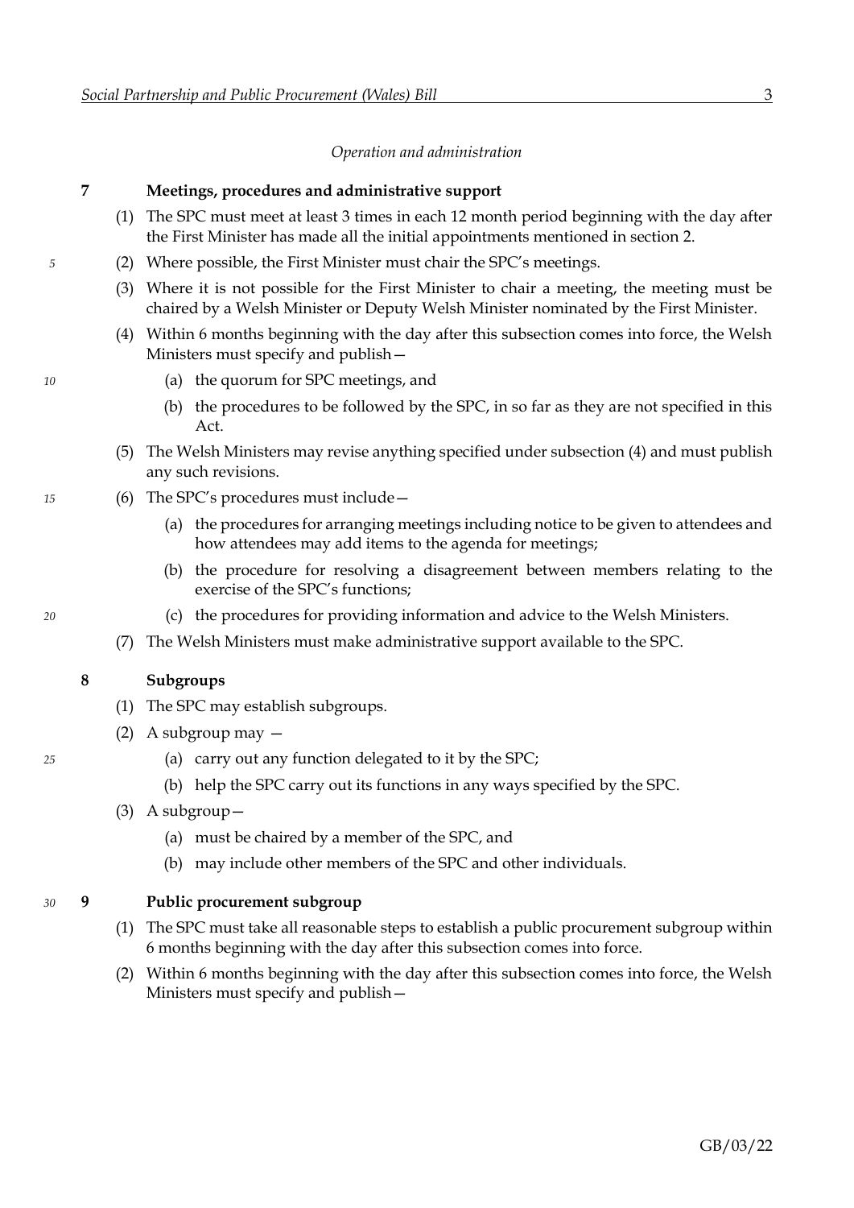*Operation and administration*

### 7 Meetings, procedures and administrative support

(1) The SPC must meet at least 3 times in each 12 month period beginning with the day after the First Minister has made all the initial appointments mentioned in section 2.

(2) Where possible, the First Minister must chair the SPC's meetings.

(3) Where it is not possible for the First Minister to chair a meeting, the meeting must be chaired by a Welsh Minister or Deputy Welsh Minister nominated by the First Minister.

(4) Within 6 months beginning with the day after this subsection comes into force, the Welsh Ministers must specify and publish—

(a) the quorum for SPC meetings, and

(b) the procedures to be followed by the SPC, in so far as they are not specified in this Act.

(5) The Welsh Ministers may revise anything specified under subsection (4) and must publish any such revisions.

(6) The SPC's procedures must include—

(a) the procedures for arranging meetings including notice to be given to attendees and how attendees may add items to the agenda for meetings;

(b) the procedure for resolving a disagreement between members relating to the exercise of the SPC's functions;

(c) the procedures for providing information and advice to the Welsh Ministers.

(7) The Welsh Ministers must make administrative support available to the SPC.

### 8 Subgroups

(1) The SPC may establish subgroups.

(2) A subgroup may —

(a) carry out any function delegated to it by the SPC;

(b) help the SPC carry out its functions in any ways specified by the SPC.

(3) A subgroup—

(a) must be chaired by a member of the SPC, and

(b) may include other members of the SPC and other individuals.

### 9 Public procurement subgroup

(1) The SPC must take all reasonable steps to establish a public procurement subgroup within 6 months beginning with the day after this subsection comes into force.

(2) Within 6 months beginning with the day after this subsection comes into force, the Welsh Ministers must specify and publish—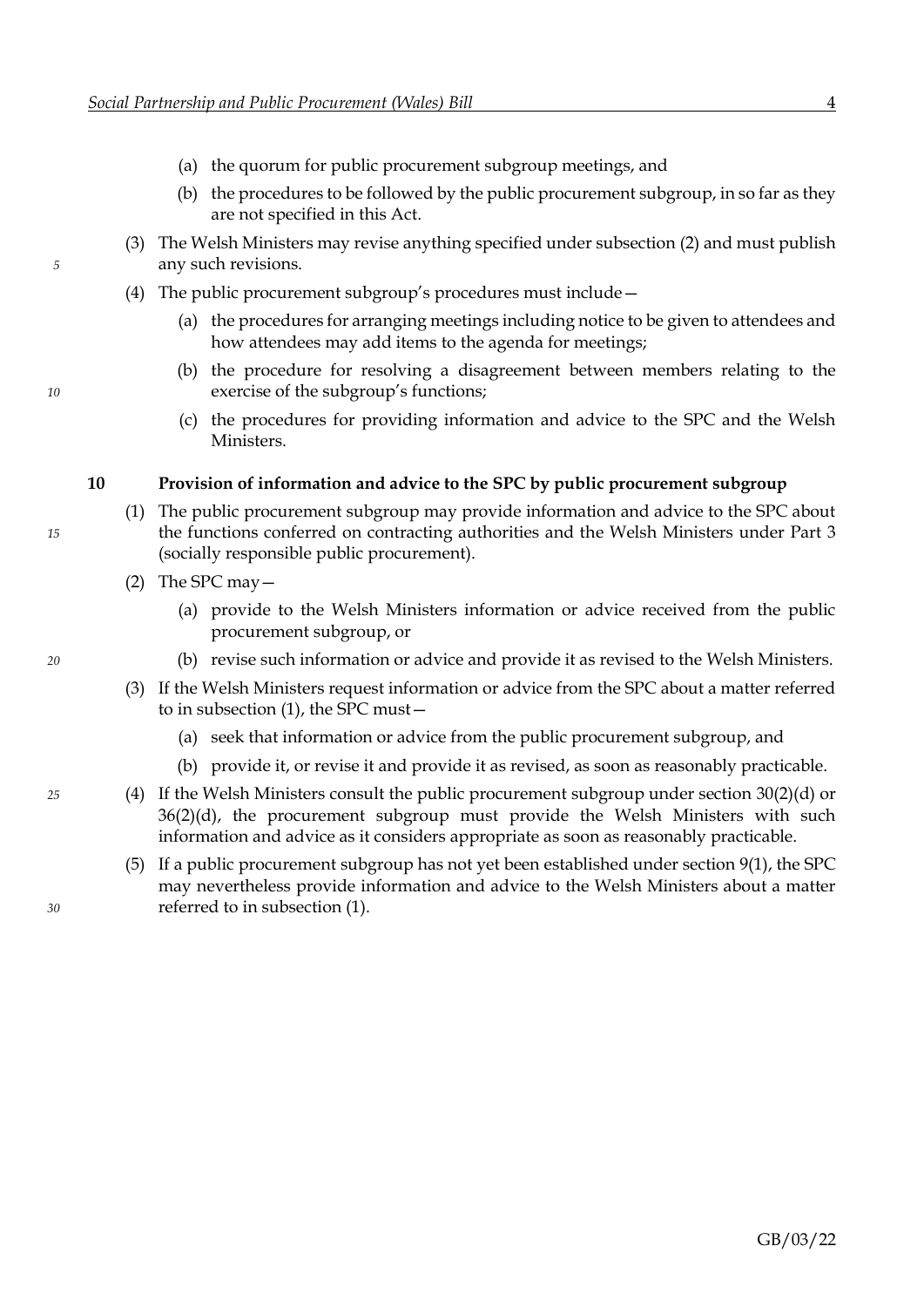(a) the quorum for public procurement subgroup meetings, and

(b) the procedures to be followed by the public procurement subgroup, in so far as they are not specified in this Act.

(3) The Welsh Ministers may revise anything specified under subsection (2) and must publish any such revisions.

(4) The public procurement subgroup's procedures must include—

(a) the procedures for arranging meetings including notice to be given to attendees and how attendees may add items to the agenda for meetings;

(b) the procedure for resolving a disagreement between members relating to the exercise of the subgroup's functions;

(c) the procedures for providing information and advice to the SPC and the Welsh Ministers.

### 10 Provision of information and advice to the SPC by public procurement subgroup

(1) The public procurement subgroup may provide information and advice to the SPC about the functions conferred on contracting authorities and the Welsh Ministers under Part 3 (socially responsible public procurement).

(2) The SPC may—

(a) provide to the Welsh Ministers information or advice received from the public procurement subgroup, or

(b) revise such information or advice and provide it as revised to the Welsh Ministers.

(3) If the Welsh Ministers request information or advice from the SPC about a matter referred to in subsection (1), the SPC must—

(a) seek that information or advice from the public procurement subgroup, and

(b) provide it, or revise it and provide it as revised, as soon as reasonably practicable.

(4) If the Welsh Ministers consult the public procurement subgroup under section 30(2)(d) or 36(2)(d), the procurement subgroup must provide the Welsh Ministers with such information and advice as it considers appropriate as soon as reasonably practicable.

(5) If a public procurement subgroup has not yet been established under section 9(1), the SPC may nevertheless provide information and advice to the Welsh Ministers about a matter referred to in subsection (1).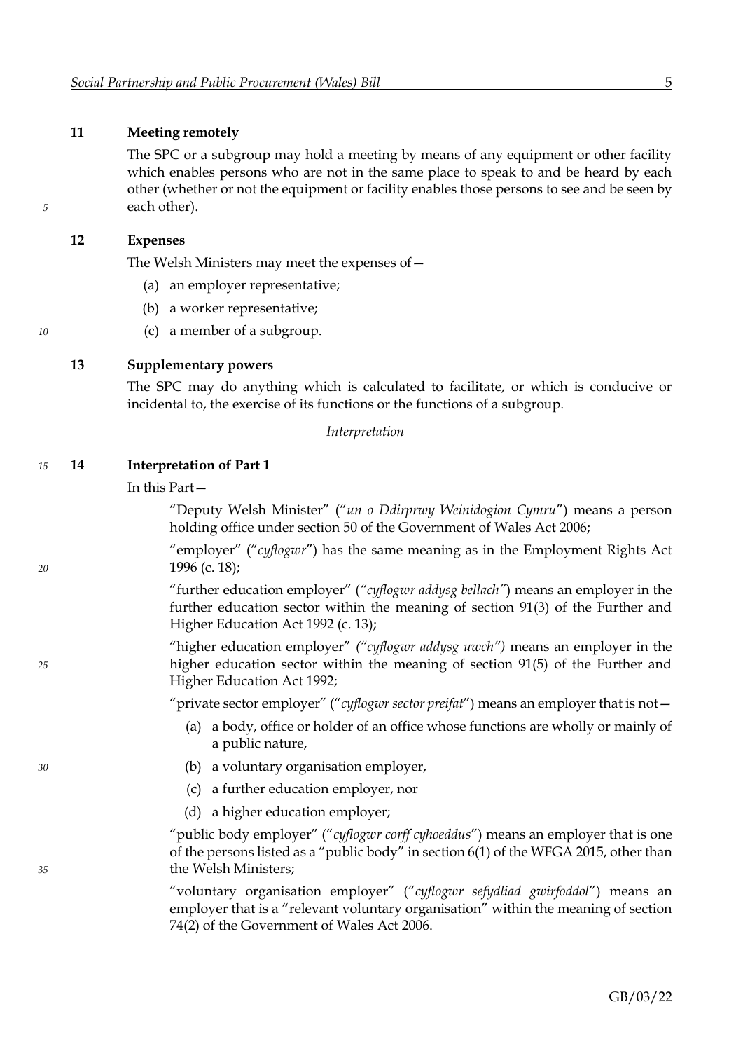### 11 Meeting remotely

The SPC or a subgroup may hold a meeting by means of any equipment or other facility which enables persons who are not in the same place to speak to and be heard by each other (whether or not the equipment or facility enables those persons to see and be seen by each other).

### 12 Expenses

The Welsh Ministers may meet the expenses of—

(a) an employer representative;

(b) a worker representative;

(c) a member of a subgroup.

### 13 Supplementary powers

The SPC may do anything which is calculated to facilitate, or which is conducive or incidental to, the exercise of its functions or the functions of a subgroup.

*Interpretation*

### 14 Interpretation of Part 1

In this Part—

"Deputy Welsh Minister" ("*un o Ddirprwy Weinidogion Cymru*") means a person holding office under section 50 of the Government of Wales Act 2006;

"employer" ("*cyflogwr*") has the same meaning as in the Employment Rights Act 1996 (c. 18);

"further education employer" (*"cyflogwr addysg bellach"*) means an employer in the further education sector within the meaning of section 91(3) of the Further and Higher Education Act 1992 (c. 13);

"higher education employer" *("cyflogwr addysg uwch")* means an employer in the higher education sector within the meaning of section 91(5) of the Further and Higher Education Act 1992;

"private sector employer" ("*cyflogwr sector preifat*") means an employer that is not—

(a) a body, office or holder of an office whose functions are wholly or mainly of a public nature,

(b) a voluntary organisation employer,

(c) a further education employer, nor

(d) a higher education employer;

"public body employer" ("*cyflogwr corff cyhoeddus*") means an employer that is one of the persons listed as a "public body" in section 6(1) of the WFGA 2015, other than the Welsh Ministers;

"voluntary organisation employer" ("*cyflogwr sefydliad gwirfoddol*") means an employer that is a "relevant voluntary organisation" within the meaning of section 74(2) of the Government of Wales Act 2006.

GB/03/22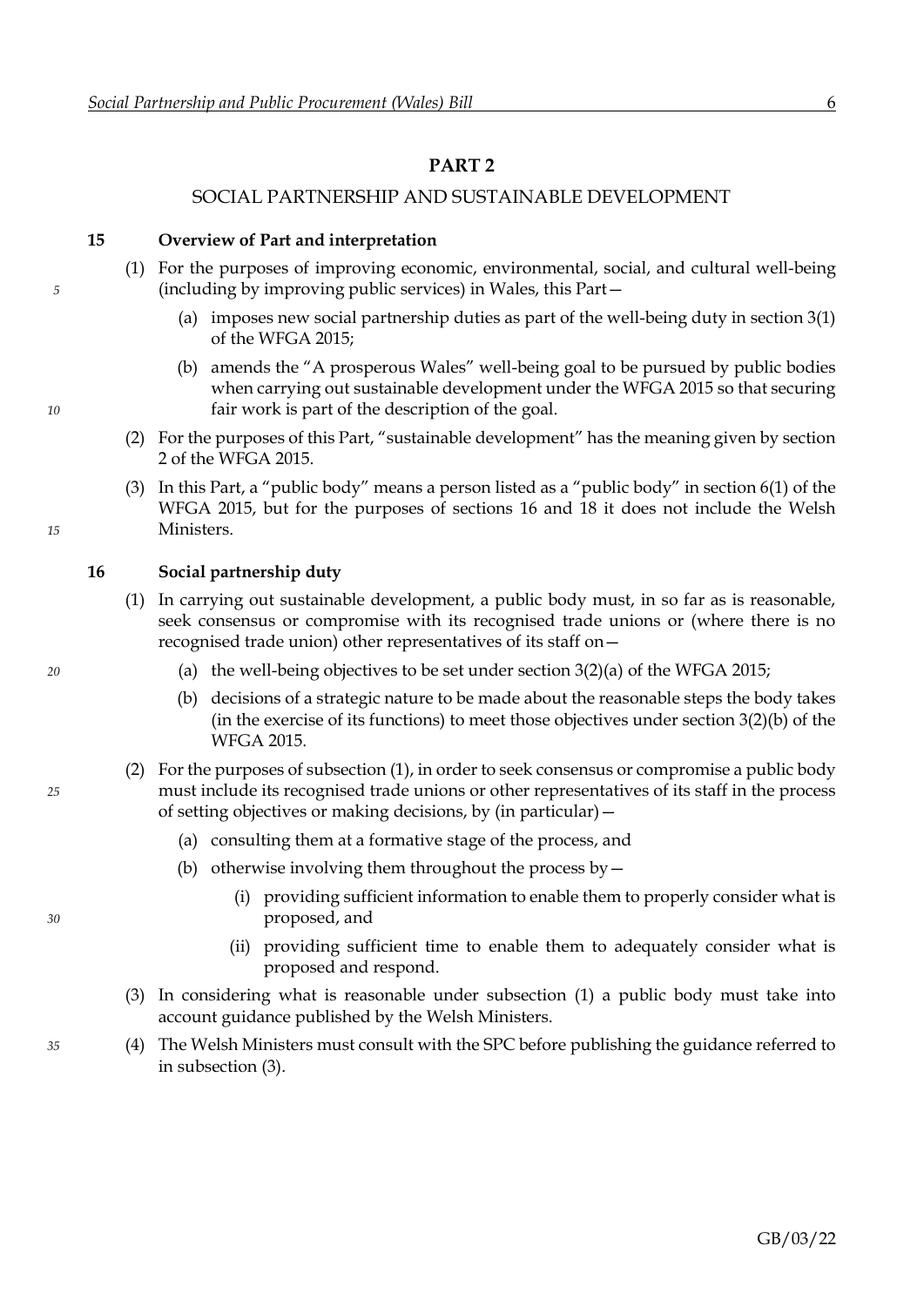## PART 2

### SOCIAL PARTNERSHIP AND SUSTAINABLE DEVELOPMENT

**15 Overview of Part and interpretation**

(1) For the purposes of improving economic, environmental, social, and cultural well-being (including by improving public services) in Wales, this Part—

(a) imposes new social partnership duties as part of the well-being duty in section 3(1) of the WFGA 2015;

(b) amends the "A prosperous Wales" well-being goal to be pursued by public bodies when carrying out sustainable development under the WFGA 2015 so that securing fair work is part of the description of the goal.

(2) For the purposes of this Part, "sustainable development" has the meaning given by section 2 of the WFGA 2015.

(3) In this Part, a "public body" means a person listed as a "public body" in section 6(1) of the WFGA 2015, but for the purposes of sections 16 and 18 it does not include the Welsh Ministers.

**16 Social partnership duty**

(1) In carrying out sustainable development, a public body must, in so far as is reasonable, seek consensus or compromise with its recognised trade unions or (where there is no recognised trade union) other representatives of its staff on—

(a) the well-being objectives to be set under section 3(2)(a) of the WFGA 2015;

(b) decisions of a strategic nature to be made about the reasonable steps the body takes (in the exercise of its functions) to meet those objectives under section 3(2)(b) of the WFGA 2015.

(2) For the purposes of subsection (1), in order to seek consensus or compromise a public body must include its recognised trade unions or other representatives of its staff in the process of setting objectives or making decisions, by (in particular)—

(a) consulting them at a formative stage of the process, and

(b) otherwise involving them throughout the process by—

(i) providing sufficient information to enable them to properly consider what is proposed, and

(ii) providing sufficient time to enable them to adequately consider what is proposed and respond.

(3) In considering what is reasonable under subsection (1) a public body must take into account guidance published by the Welsh Ministers.

(4) The Welsh Ministers must consult with the SPC before publishing the guidance referred to in subsection (3).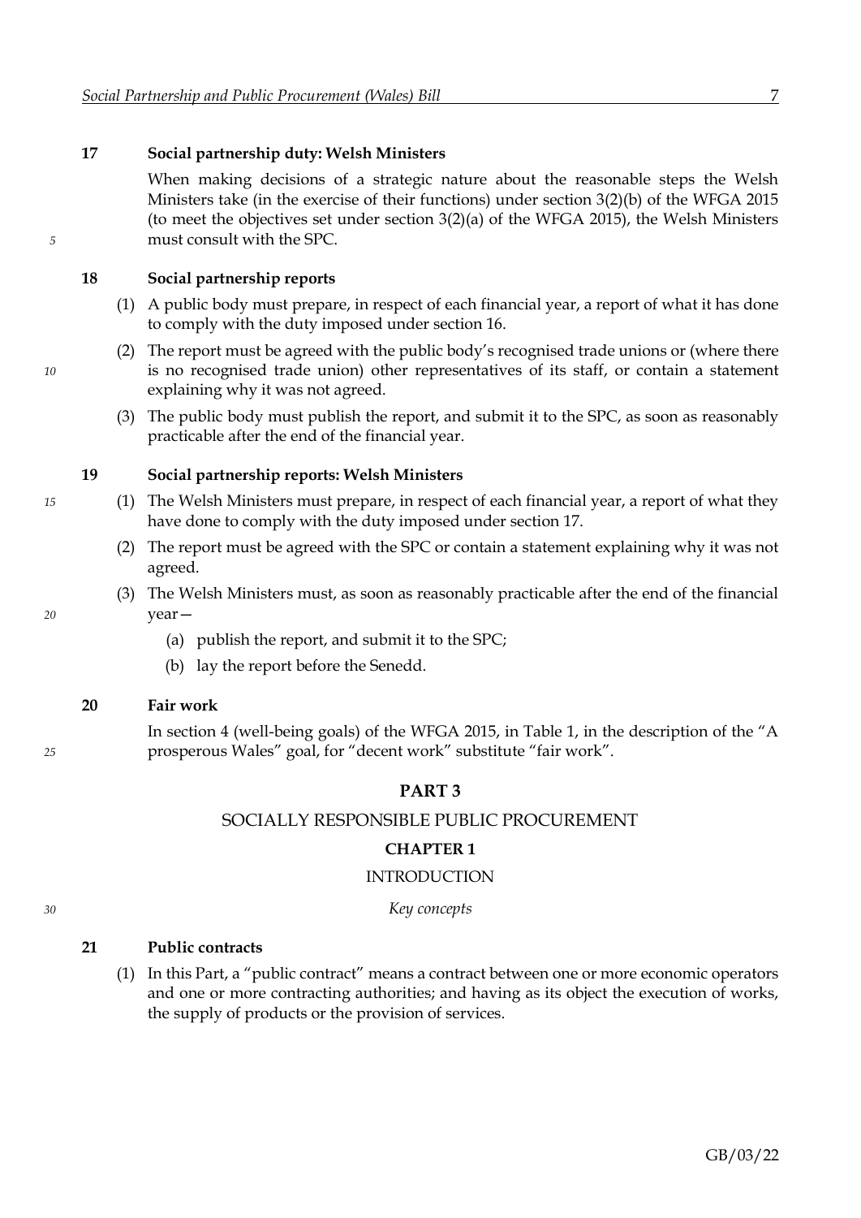**17 Social partnership duty: Welsh Ministers**

When making decisions of a strategic nature about the reasonable steps the Welsh Ministers take (in the exercise of their functions) under section 3(2)(b) of the WFGA 2015 (to meet the objectives set under section 3(2)(a) of the WFGA 2015), the Welsh Ministers must consult with the SPC.

**18 Social partnership reports**

(1) A public body must prepare, in respect of each financial year, a report of what it has done to comply with the duty imposed under section 16.

(2) The report must be agreed with the public body's recognised trade unions or (where there is no recognised trade union) other representatives of its staff, or contain a statement explaining why it was not agreed.

(3) The public body must publish the report, and submit it to the SPC, as soon as reasonably practicable after the end of the financial year.

**19 Social partnership reports: Welsh Ministers**

(1) The Welsh Ministers must prepare, in respect of each financial year, a report of what they have done to comply with the duty imposed under section 17.

(2) The report must be agreed with the SPC or contain a statement explaining why it was not agreed.

(3) The Welsh Ministers must, as soon as reasonably practicable after the end of the financial year—

- (a) publish the report, and submit it to the SPC;
- (b) lay the report before the Senedd.

**20 Fair work**

In section 4 (well-being goals) of the WFGA 2015, in Table 1, in the description of the "A prosperous Wales" goal, for "decent work" substitute "fair work".

## PART 3

## SOCIALLY RESPONSIBLE PUBLIC PROCUREMENT

### CHAPTER 1

### INTRODUCTION

*Key concepts*

**21 Public contracts**

(1) In this Part, a "public contract" means a contract between one or more economic operators and one or more contracting authorities; and having as its object the execution of works, the supply of products or the provision of services.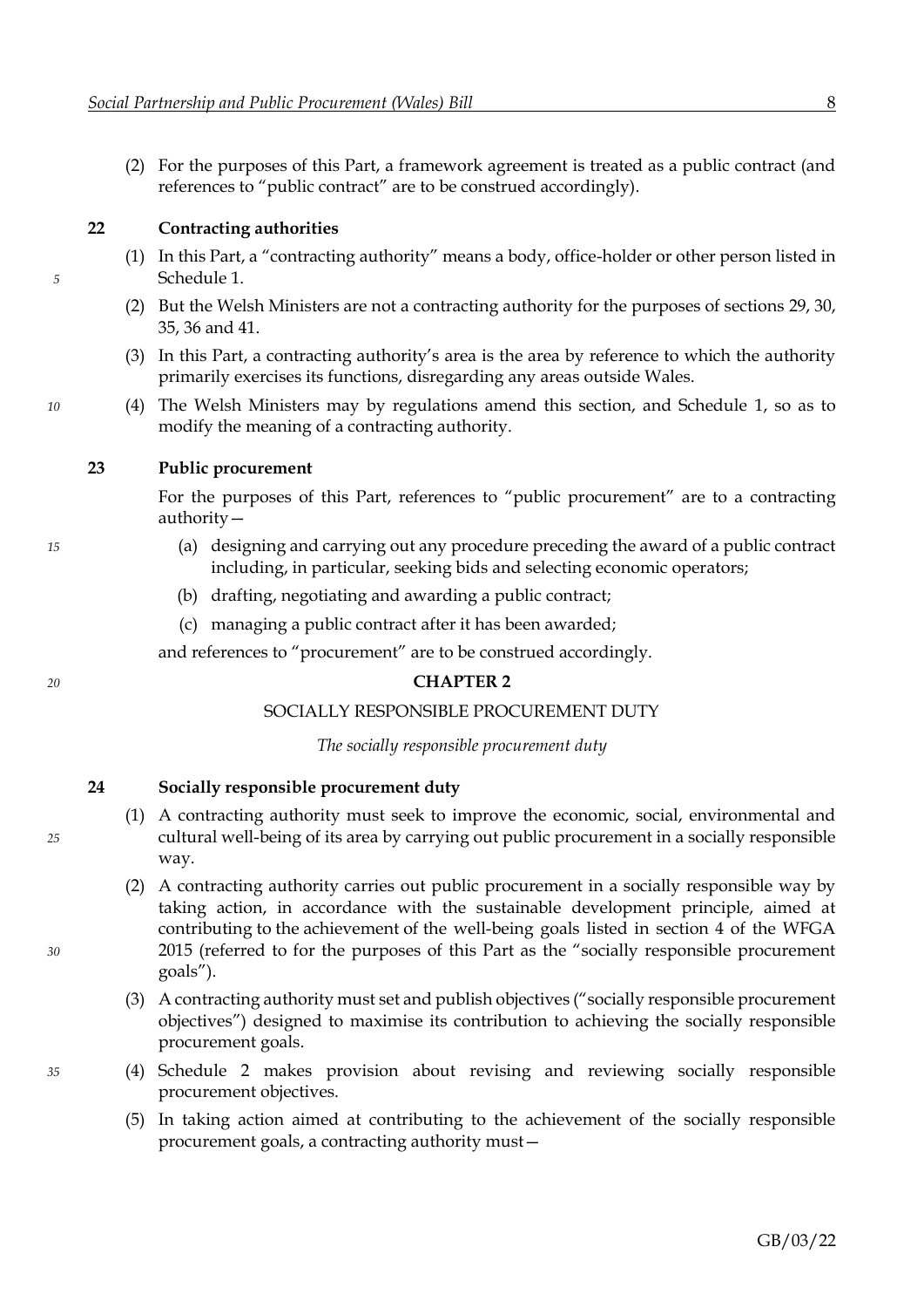(2) For the purposes of this Part, a framework agreement is treated as a public contract (and references to "public contract" are to be construed accordingly).

### 22 Contracting authorities

(1) In this Part, a "contracting authority" means a body, office-holder or other person listed in Schedule 1.

(2) But the Welsh Ministers are not a contracting authority for the purposes of sections 29, 30, 35, 36 and 41.

(3) In this Part, a contracting authority's area is the area by reference to which the authority primarily exercises its functions, disregarding any areas outside Wales.

(4) The Welsh Ministers may by regulations amend this section, and Schedule 1, so as to modify the meaning of a contracting authority.

### 23 Public procurement

For the purposes of this Part, references to "public procurement" are to a contracting authority—

(a) designing and carrying out any procedure preceding the award of a public contract including, in particular, seeking bids and selecting economic operators;

(b) drafting, negotiating and awarding a public contract;

(c) managing a public contract after it has been awarded;

and references to "procurement" are to be construed accordingly.

## CHAPTER 2

## SOCIALLY RESPONSIBLE PROCUREMENT DUTY

*The socially responsible procurement duty*

### 24 Socially responsible procurement duty

(1) A contracting authority must seek to improve the economic, social, environmental and cultural well-being of its area by carrying out public procurement in a socially responsible way.

(2) A contracting authority carries out public procurement in a socially responsible way by taking action, in accordance with the sustainable development principle, aimed at contributing to the achievement of the well-being goals listed in section 4 of the WFGA 2015 (referred to for the purposes of this Part as the "socially responsible procurement goals").

(3) A contracting authority must set and publish objectives ("socially responsible procurement objectives") designed to maximise its contribution to achieving the socially responsible procurement goals.

(4) Schedule 2 makes provision about revising and reviewing socially responsible procurement objectives.

(5) In taking action aimed at contributing to the achievement of the socially responsible procurement goals, a contracting authority must—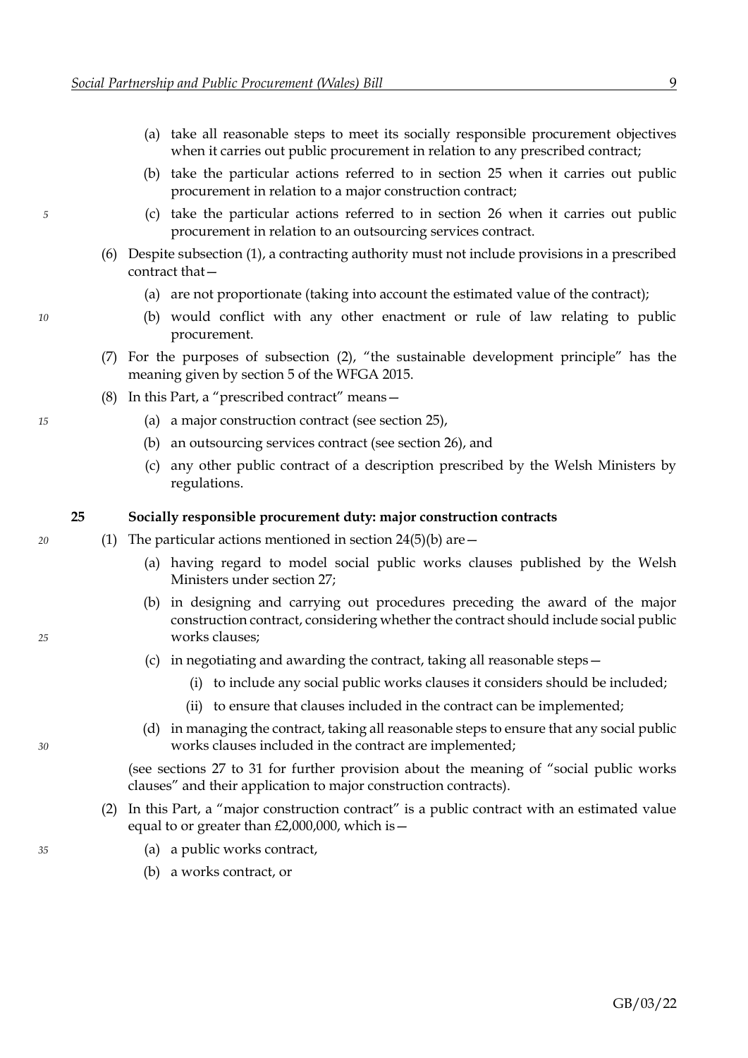(a) take all reasonable steps to meet its socially responsible procurement objectives when it carries out public procurement in relation to any prescribed contract;

(b) take the particular actions referred to in section 25 when it carries out public procurement in relation to a major construction contract;

(c) take the particular actions referred to in section 26 when it carries out public procurement in relation to an outsourcing services contract.

(6) Despite subsection (1), a contracting authority must not include provisions in a prescribed contract that—

(a) are not proportionate (taking into account the estimated value of the contract);

(b) would conflict with any other enactment or rule of law relating to public procurement.

(7) For the purposes of subsection (2), "the sustainable development principle" has the meaning given by section 5 of the WFGA 2015.

(8) In this Part, a "prescribed contract" means—

(a) a major construction contract (see section 25),

(b) an outsourcing services contract (see section 26), and

(c) any other public contract of a description prescribed by the Welsh Ministers by regulations.

**25 Socially responsible procurement duty: major construction contracts**

(1) The particular actions mentioned in section 24(5)(b) are—

(a) having regard to model social public works clauses published by the Welsh Ministers under section 27;

(b) in designing and carrying out procedures preceding the award of the major construction contract, considering whether the contract should include social public works clauses;

(c) in negotiating and awarding the contract, taking all reasonable steps—

(i) to include any social public works clauses it considers should be included;

(ii) to ensure that clauses included in the contract can be implemented;

(d) in managing the contract, taking all reasonable steps to ensure that any social public works clauses included in the contract are implemented;

(see sections 27 to 31 for further provision about the meaning of "social public works clauses" and their application to major construction contracts).

(2) In this Part, a "major construction contract" is a public contract with an estimated value equal to or greater than £2,000,000, which is—

(a) a public works contract,

(b) a works contract, or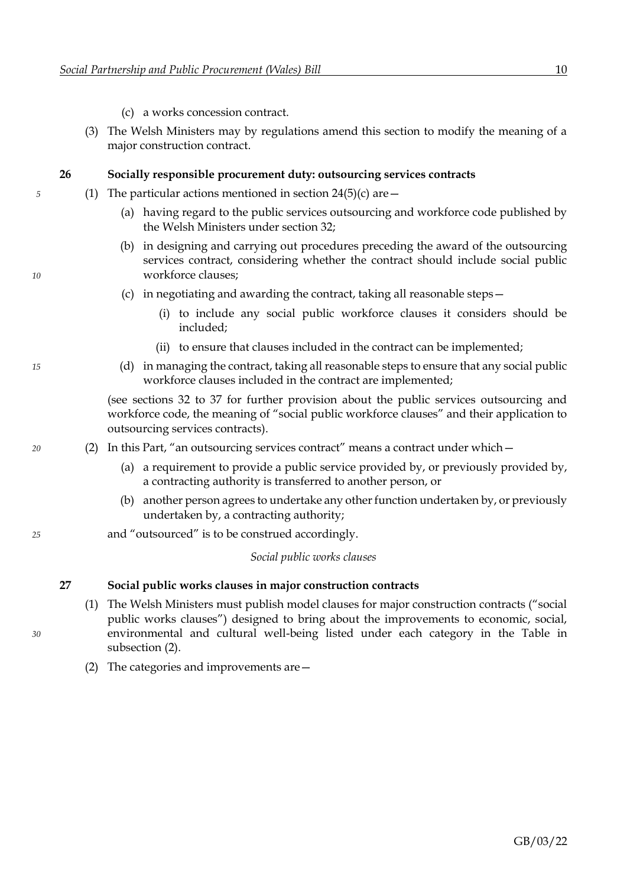(c) a works concession contract.

(3) The Welsh Ministers may by regulations amend this section to modify the meaning of a major construction contract.

**26 Socially responsible procurement duty: outsourcing services contracts**

(1) The particular actions mentioned in section 24(5)(c) are—

(a) having regard to the public services outsourcing and workforce code published by the Welsh Ministers under section 32;

(b) in designing and carrying out procedures preceding the award of the outsourcing services contract, considering whether the contract should include social public workforce clauses;

(c) in negotiating and awarding the contract, taking all reasonable steps—

(i) to include any social public workforce clauses it considers should be included;

(ii) to ensure that clauses included in the contract can be implemented;

(d) in managing the contract, taking all reasonable steps to ensure that any social public workforce clauses included in the contract are implemented;

(see sections 32 to 37 for further provision about the public services outsourcing and workforce code, the meaning of "social public workforce clauses" and their application to outsourcing services contracts).

(2) In this Part, "an outsourcing services contract" means a contract under which—

(a) a requirement to provide a public service provided by, or previously provided by, a contracting authority is transferred to another person, or

(b) another person agrees to undertake any other function undertaken by, or previously undertaken by, a contracting authority;

and "outsourced" is to be construed accordingly.

*Social public works clauses*

**27 Social public works clauses in major construction contracts**

(1) The Welsh Ministers must publish model clauses for major construction contracts ("social public works clauses") designed to bring about the improvements to economic, social, environmental and cultural well-being listed under each category in the Table in subsection (2).

(2) The categories and improvements are—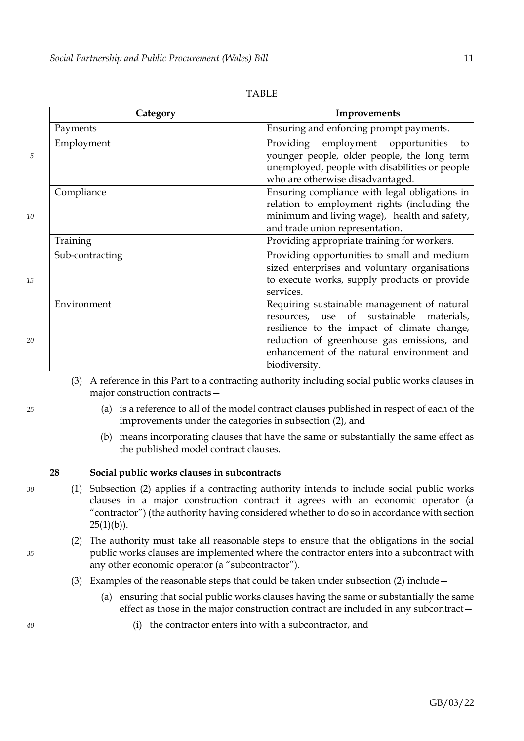TABLE

| Category | Improvements |
| --- | --- |
| Payments | Ensuring and enforcing prompt payments. |
| Employment | Providing employment opportunities to younger people, older people, the long term unemployed, people with disabilities or people who are otherwise disadvantaged. |
| Compliance | Ensuring compliance with legal obligations in relation to employment rights (including the minimum and living wage), health and safety, and trade union representation. |
| Training | Providing appropriate training for workers. |
| Sub-contracting | Providing opportunities to small and medium sized enterprises and voluntary organisations to execute works, supply products or provide services. |
| Environment | Requiring sustainable management of natural resources, use of sustainable materials, resilience to the impact of climate change, reduction of greenhouse gas emissions, and enhancement of the natural environment and biodiversity. |

(3) A reference in this Part to a contracting authority including social public works clauses in major construction contracts—

(a) is a reference to all of the model contract clauses published in respect of each of the improvements under the categories in subsection (2), and

(b) means incorporating clauses that have the same or substantially the same effect as the published model contract clauses.

### 28 Social public works clauses in subcontracts

(1) Subsection (2) applies if a contracting authority intends to include social public works clauses in a major construction contract it agrees with an economic operator (a "contractor") (the authority having considered whether to do so in accordance with section 25(1)(b)).

(2) The authority must take all reasonable steps to ensure that the obligations in the social public works clauses are implemented where the contractor enters into a subcontract with any other economic operator (a "subcontractor").

(3) Examples of the reasonable steps that could be taken under subsection (2) include—

(a) ensuring that social public works clauses having the same or substantially the same effect as those in the major construction contract are included in any subcontract—

(i) the contractor enters into with a subcontractor, and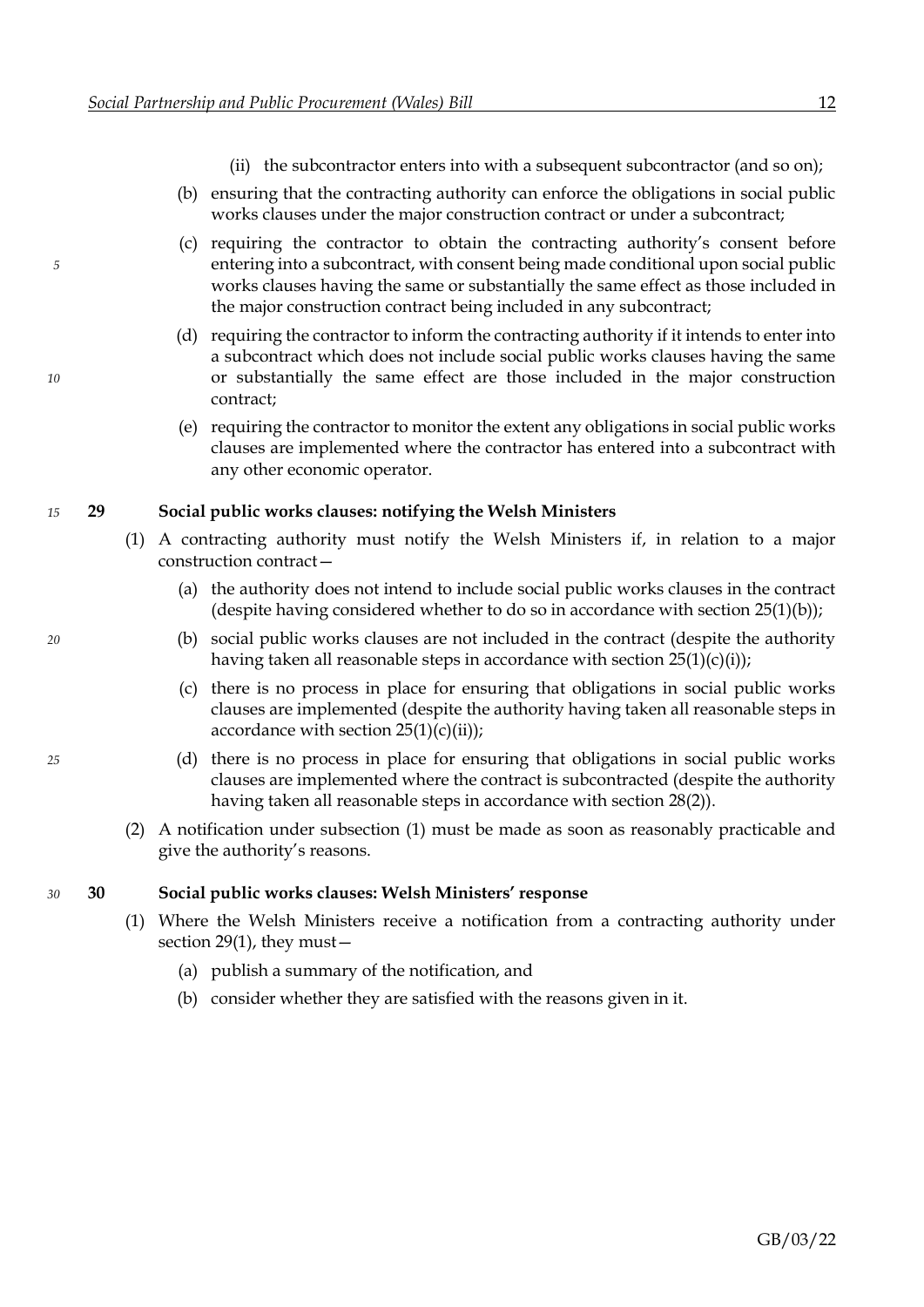(ii) the subcontractor enters into with a subsequent subcontractor (and so on);

(b) ensuring that the contracting authority can enforce the obligations in social public works clauses under the major construction contract or under a subcontract;

(c) requiring the contractor to obtain the contracting authority's consent before entering into a subcontract, with consent being made conditional upon social public works clauses having the same or substantially the same effect as those included in the major construction contract being included in any subcontract;

(d) requiring the contractor to inform the contracting authority if it intends to enter into a subcontract which does not include social public works clauses having the same or substantially the same effect are those included in the major construction contract;

(e) requiring the contractor to monitor the extent any obligations in social public works clauses are implemented where the contractor has entered into a subcontract with any other economic operator.

### 29 Social public works clauses: notifying the Welsh Ministers

(1) A contracting authority must notify the Welsh Ministers if, in relation to a major construction contract—

(a) the authority does not intend to include social public works clauses in the contract (despite having considered whether to do so in accordance with section 25(1)(b));

(b) social public works clauses are not included in the contract (despite the authority having taken all reasonable steps in accordance with section 25(1)(c)(i));

(c) there is no process in place for ensuring that obligations in social public works clauses are implemented (despite the authority having taken all reasonable steps in accordance with section 25(1)(c)(ii));

(d) there is no process in place for ensuring that obligations in social public works clauses are implemented where the contract is subcontracted (despite the authority having taken all reasonable steps in accordance with section 28(2)).

(2) A notification under subsection (1) must be made as soon as reasonably practicable and give the authority's reasons.

### 30 Social public works clauses: Welsh Ministers' response

(1) Where the Welsh Ministers receive a notification from a contracting authority under section 29(1), they must—

(a) publish a summary of the notification, and

(b) consider whether they are satisfied with the reasons given in it.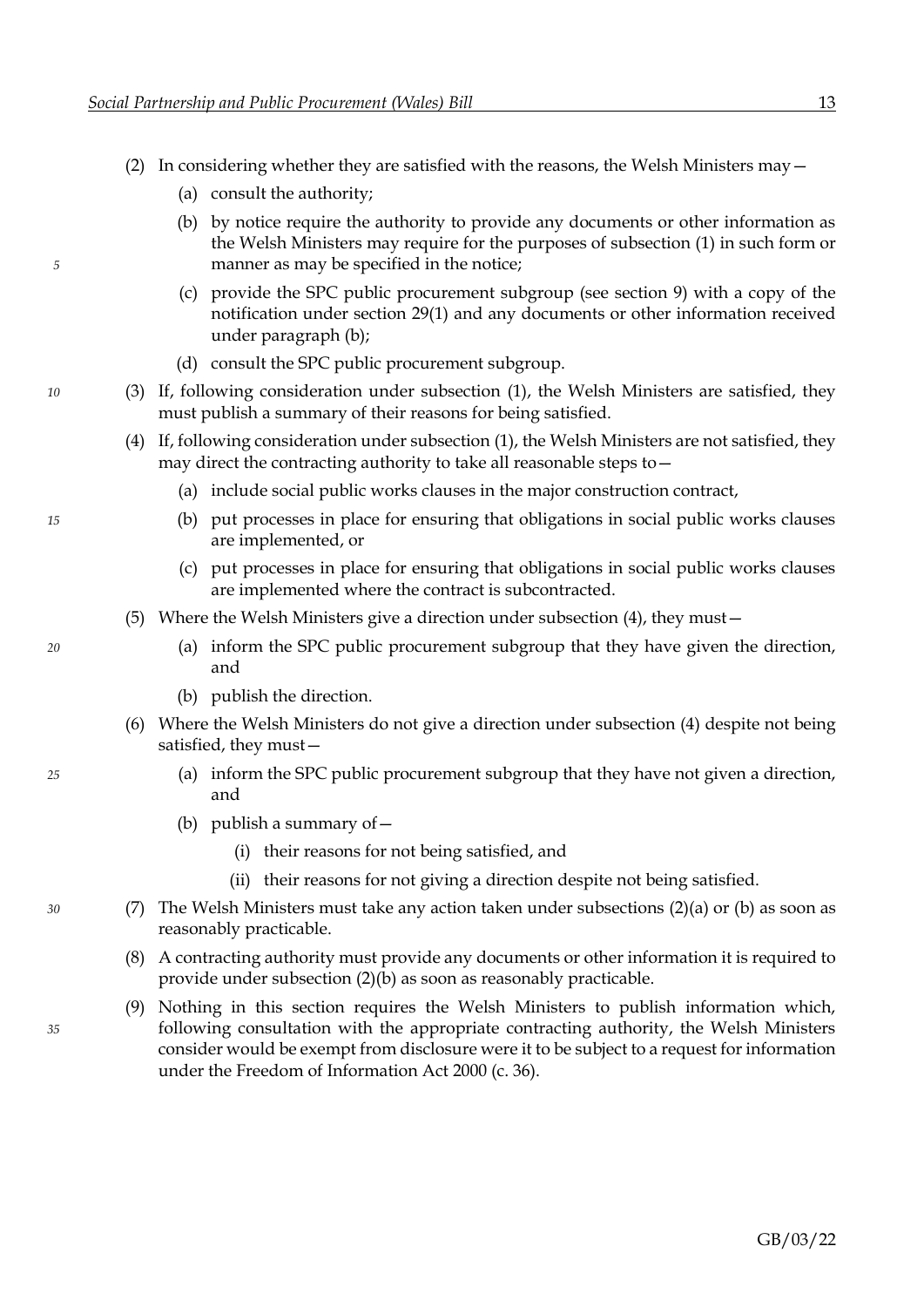(2) In considering whether they are satisfied with the reasons, the Welsh Ministers may—

(a) consult the authority;

(b) by notice require the authority to provide any documents or other information as the Welsh Ministers may require for the purposes of subsection (1) in such form or manner as may be specified in the notice;

(c) provide the SPC public procurement subgroup (see section 9) with a copy of the notification under section 29(1) and any documents or other information received under paragraph (b);

(d) consult the SPC public procurement subgroup.

(3) If, following consideration under subsection (1), the Welsh Ministers are satisfied, they must publish a summary of their reasons for being satisfied.

(4) If, following consideration under subsection (1), the Welsh Ministers are not satisfied, they may direct the contracting authority to take all reasonable steps to—

(a) include social public works clauses in the major construction contract,

(b) put processes in place for ensuring that obligations in social public works clauses are implemented, or

(c) put processes in place for ensuring that obligations in social public works clauses are implemented where the contract is subcontracted.

(5) Where the Welsh Ministers give a direction under subsection (4), they must—

(a) inform the SPC public procurement subgroup that they have given the direction, and

(b) publish the direction.

(6) Where the Welsh Ministers do not give a direction under subsection (4) despite not being satisfied, they must—

(a) inform the SPC public procurement subgroup that they have not given a direction, and

(b) publish a summary of—

(i) their reasons for not being satisfied, and

(ii) their reasons for not giving a direction despite not being satisfied.

(7) The Welsh Ministers must take any action taken under subsections (2)(a) or (b) as soon as reasonably practicable.

(8) A contracting authority must provide any documents or other information it is required to provide under subsection (2)(b) as soon as reasonably practicable.

(9) Nothing in this section requires the Welsh Ministers to publish information which, following consultation with the appropriate contracting authority, the Welsh Ministers consider would be exempt from disclosure were it to be subject to a request for information under the Freedom of Information Act 2000 (c. 36).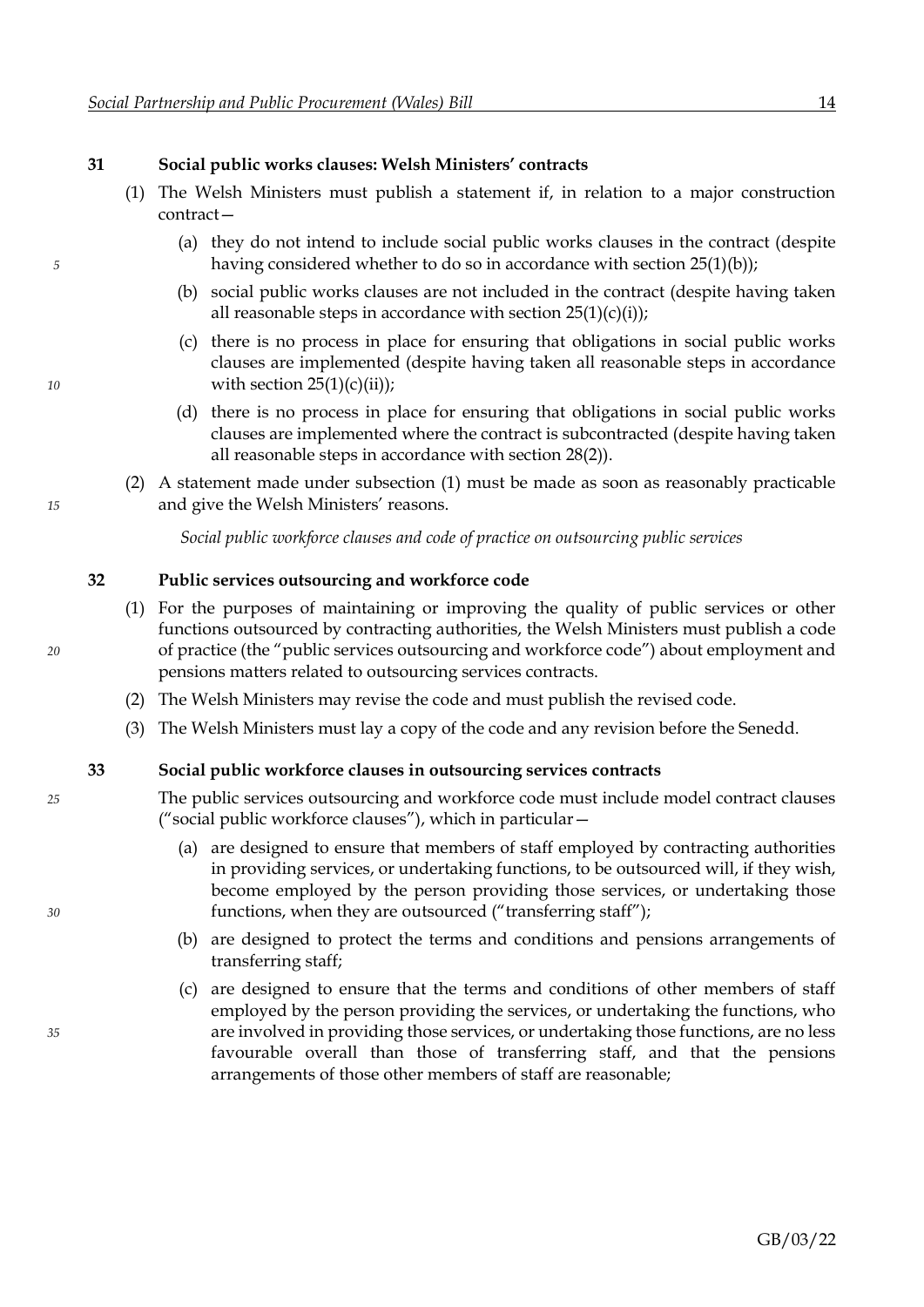**31 Social public works clauses: Welsh Ministers' contracts**

(1) The Welsh Ministers must publish a statement if, in relation to a major construction contract—

(a) they do not intend to include social public works clauses in the contract (despite having considered whether to do so in accordance with section 25(1)(b));

(b) social public works clauses are not included in the contract (despite having taken all reasonable steps in accordance with section 25(1)(c)(i));

(c) there is no process in place for ensuring that obligations in social public works clauses are implemented (despite having taken all reasonable steps in accordance with section 25(1)(c)(ii));

(d) there is no process in place for ensuring that obligations in social public works clauses are implemented where the contract is subcontracted (despite having taken all reasonable steps in accordance with section 28(2)).

(2) A statement made under subsection (1) must be made as soon as reasonably practicable and give the Welsh Ministers' reasons.

*Social public workforce clauses and code of practice on outsourcing public services*

**32 Public services outsourcing and workforce code**

(1) For the purposes of maintaining or improving the quality of public services or other functions outsourced by contracting authorities, the Welsh Ministers must publish a code of practice (the "public services outsourcing and workforce code") about employment and pensions matters related to outsourcing services contracts.

(2) The Welsh Ministers may revise the code and must publish the revised code.

(3) The Welsh Ministers must lay a copy of the code and any revision before the Senedd.

**33 Social public workforce clauses in outsourcing services contracts**

The public services outsourcing and workforce code must include model contract clauses ("social public workforce clauses"), which in particular—

(a) are designed to ensure that members of staff employed by contracting authorities in providing services, or undertaking functions, to be outsourced will, if they wish, become employed by the person providing those services, or undertaking those functions, when they are outsourced ("transferring staff");

(b) are designed to protect the terms and conditions and pensions arrangements of transferring staff;

(c) are designed to ensure that the terms and conditions of other members of staff employed by the person providing the services, or undertaking the functions, who are involved in providing those services, or undertaking those functions, are no less favourable overall than those of transferring staff, and that the pensions arrangements of those other members of staff are reasonable;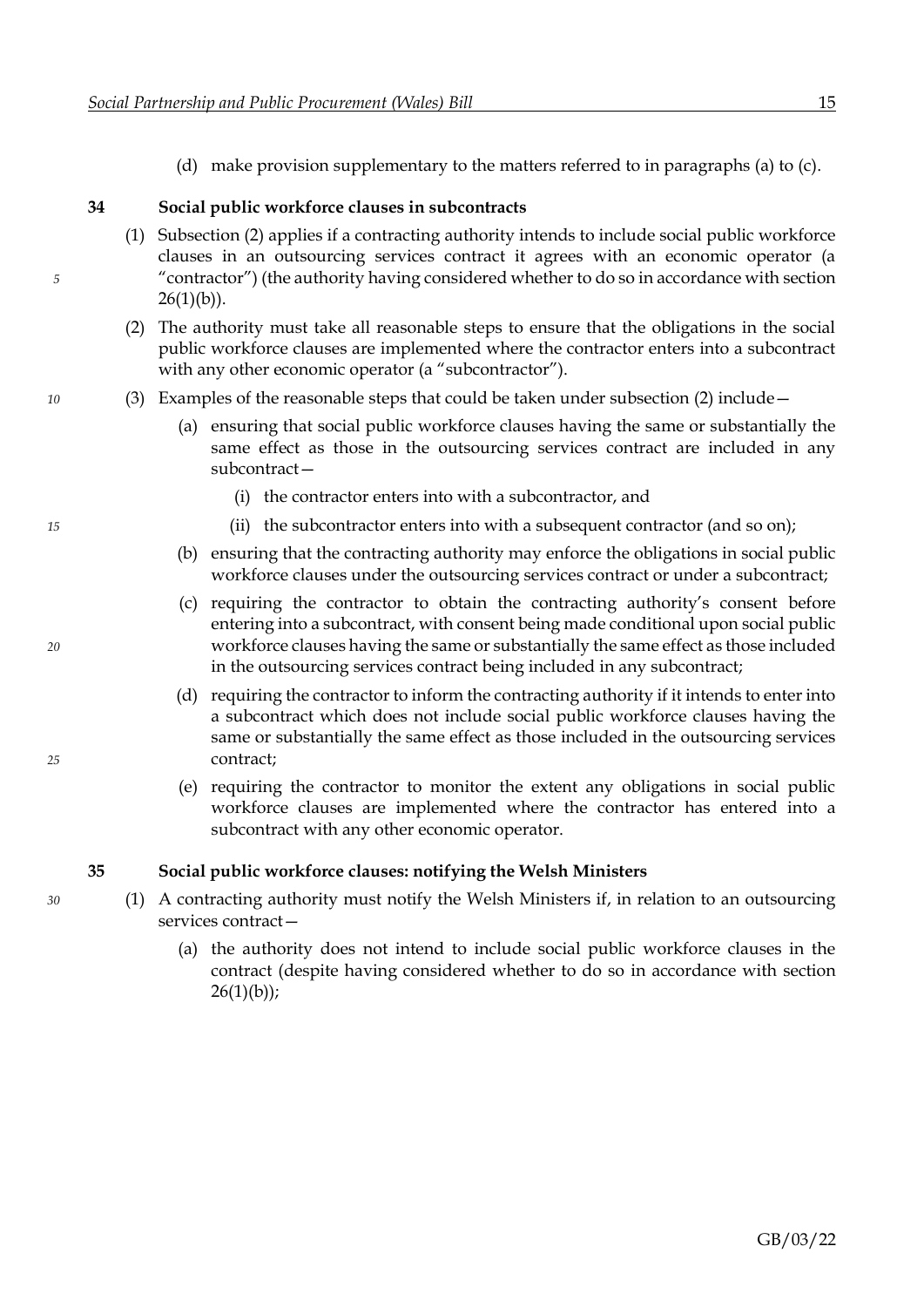(d) make provision supplementary to the matters referred to in paragraphs (a) to (c).

### 34 Social public workforce clauses in subcontracts

(1) Subsection (2) applies if a contracting authority intends to include social public workforce clauses in an outsourcing services contract it agrees with an economic operator (a "contractor") (the authority having considered whether to do so in accordance with section 26(1)(b)).

(2) The authority must take all reasonable steps to ensure that the obligations in the social public workforce clauses are implemented where the contractor enters into a subcontract with any other economic operator (a "subcontractor").

(3) Examples of the reasonable steps that could be taken under subsection (2) include—

- (a) ensuring that social public workforce clauses having the same or substantially the same effect as those in the outsourcing services contract are included in any subcontract—
  - (i) the contractor enters into with a subcontractor, and
  - (ii) the subcontractor enters into with a subsequent contractor (and so on);
- (b) ensuring that the contracting authority may enforce the obligations in social public workforce clauses under the outsourcing services contract or under a subcontract;
- (c) requiring the contractor to obtain the contracting authority's consent before entering into a subcontract, with consent being made conditional upon social public workforce clauses having the same or substantially the same effect as those included in the outsourcing services contract being included in any subcontract;
- (d) requiring the contractor to inform the contracting authority if it intends to enter into a subcontract which does not include social public workforce clauses having the same or substantially the same effect as those included in the outsourcing services contract;
- (e) requiring the contractor to monitor the extent any obligations in social public workforce clauses are implemented where the contractor has entered into a subcontract with any other economic operator.

### 35 Social public workforce clauses: notifying the Welsh Ministers

(1) A contracting authority must notify the Welsh Ministers if, in relation to an outsourcing services contract—

- (a) the authority does not intend to include social public workforce clauses in the contract (despite having considered whether to do so in accordance with section 26(1)(b));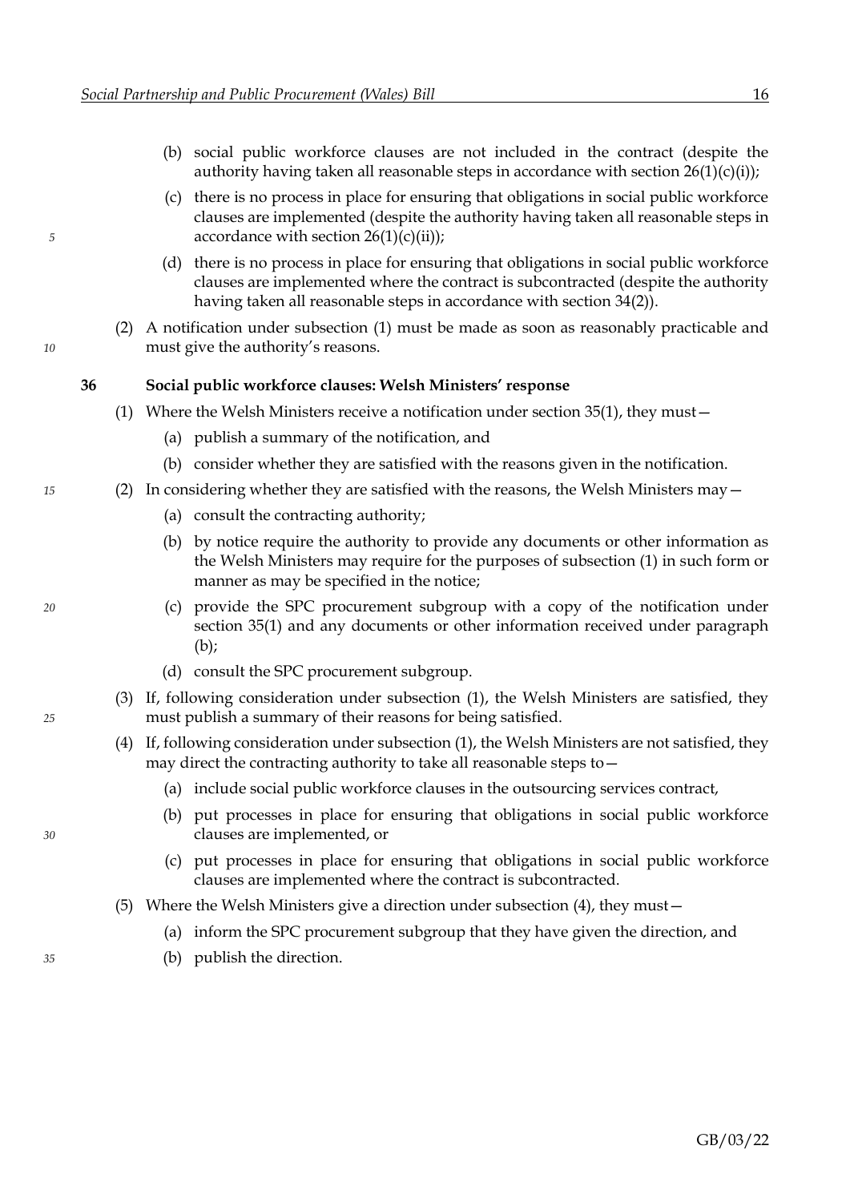(b) social public workforce clauses are not included in the contract (despite the authority having taken all reasonable steps in accordance with section 26(1)(c)(i));

(c) there is no process in place for ensuring that obligations in social public workforce clauses are implemented (despite the authority having taken all reasonable steps in accordance with section 26(1)(c)(ii));

(d) there is no process in place for ensuring that obligations in social public workforce clauses are implemented where the contract is subcontracted (despite the authority having taken all reasonable steps in accordance with section 34(2)).

(2) A notification under subsection (1) must be made as soon as reasonably practicable and must give the authority's reasons.

### 36 Social public workforce clauses: Welsh Ministers' response

(1) Where the Welsh Ministers receive a notification under section 35(1), they must—

(a) publish a summary of the notification, and

(b) consider whether they are satisfied with the reasons given in the notification.

(2) In considering whether they are satisfied with the reasons, the Welsh Ministers may—

(a) consult the contracting authority;

(b) by notice require the authority to provide any documents or other information as the Welsh Ministers may require for the purposes of subsection (1) in such form or manner as may be specified in the notice;

(c) provide the SPC procurement subgroup with a copy of the notification under section 35(1) and any documents or other information received under paragraph (b);

(d) consult the SPC procurement subgroup.

(3) If, following consideration under subsection (1), the Welsh Ministers are satisfied, they must publish a summary of their reasons for being satisfied.

(4) If, following consideration under subsection (1), the Welsh Ministers are not satisfied, they may direct the contracting authority to take all reasonable steps to—

(a) include social public workforce clauses in the outsourcing services contract,

(b) put processes in place for ensuring that obligations in social public workforce clauses are implemented, or

(c) put processes in place for ensuring that obligations in social public workforce clauses are implemented where the contract is subcontracted.

(5) Where the Welsh Ministers give a direction under subsection (4), they must—

(a) inform the SPC procurement subgroup that they have given the direction, and

(b) publish the direction.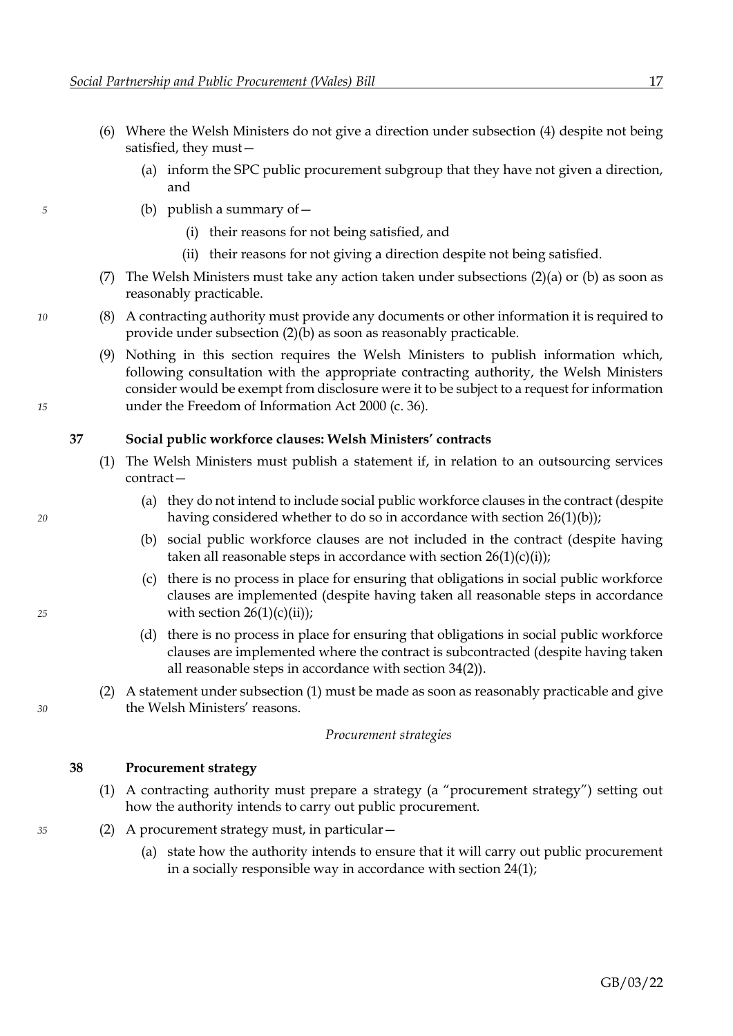(6) Where the Welsh Ministers do not give a direction under subsection (4) despite not being satisfied, they must—

(a) inform the SPC public procurement subgroup that they have not given a direction, and

(b) publish a summary of—

(i) their reasons for not being satisfied, and

(ii) their reasons for not giving a direction despite not being satisfied.

(7) The Welsh Ministers must take any action taken under subsections (2)(a) or (b) as soon as reasonably practicable.

(8) A contracting authority must provide any documents or other information it is required to provide under subsection (2)(b) as soon as reasonably practicable.

(9) Nothing in this section requires the Welsh Ministers to publish information which, following consultation with the appropriate contracting authority, the Welsh Ministers consider would be exempt from disclosure were it to be subject to a request for information under the Freedom of Information Act 2000 (c. 36).

**37 Social public workforce clauses: Welsh Ministers' contracts**

(1) The Welsh Ministers must publish a statement if, in relation to an outsourcing services contract—

(a) they do not intend to include social public workforce clauses in the contract (despite having considered whether to do so in accordance with section 26(1)(b));

(b) social public workforce clauses are not included in the contract (despite having taken all reasonable steps in accordance with section 26(1)(c)(i));

(c) there is no process in place for ensuring that obligations in social public workforce clauses are implemented (despite having taken all reasonable steps in accordance with section 26(1)(c)(ii));

(d) there is no process in place for ensuring that obligations in social public workforce clauses are implemented where the contract is subcontracted (despite having taken all reasonable steps in accordance with section 34(2)).

(2) A statement under subsection (1) must be made as soon as reasonably practicable and give the Welsh Ministers' reasons.

*Procurement strategies*

**38 Procurement strategy**

(1) A contracting authority must prepare a strategy (a "procurement strategy") setting out how the authority intends to carry out public procurement.

(2) A procurement strategy must, in particular—

(a) state how the authority intends to ensure that it will carry out public procurement in a socially responsible way in accordance with section 24(1);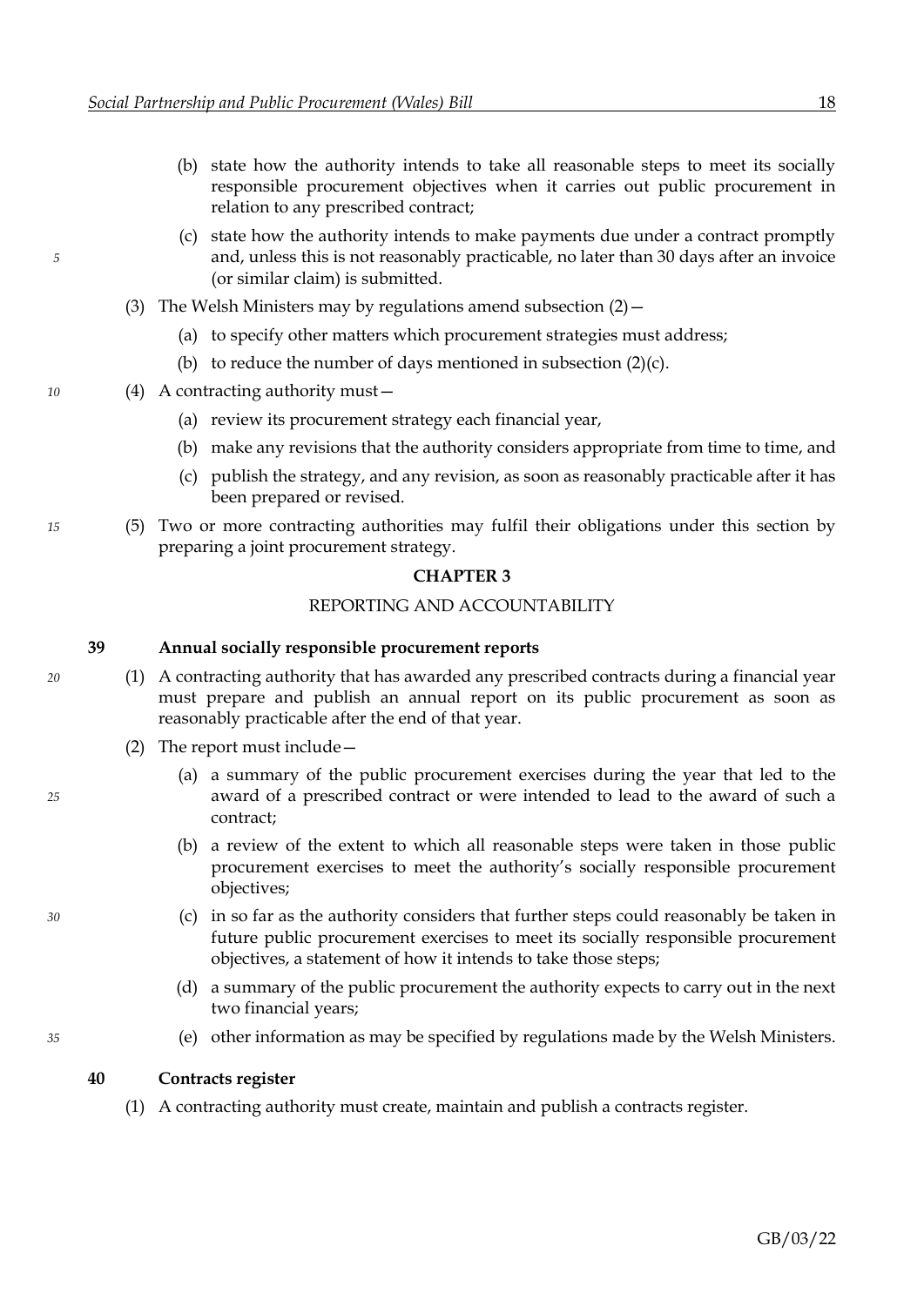(b) state how the authority intends to take all reasonable steps to meet its socially responsible procurement objectives when it carries out public procurement in relation to any prescribed contract;

(c) state how the authority intends to make payments due under a contract promptly and, unless this is not reasonably practicable, no later than 30 days after an invoice (or similar claim) is submitted.

(3) The Welsh Ministers may by regulations amend subsection (2)—

(a) to specify other matters which procurement strategies must address;

(b) to reduce the number of days mentioned in subsection (2)(c).

(4) A contracting authority must—

(a) review its procurement strategy each financial year,

(b) make any revisions that the authority considers appropriate from time to time, and

(c) publish the strategy, and any revision, as soon as reasonably practicable after it has been prepared or revised.

(5) Two or more contracting authorities may fulfil their obligations under this section by preparing a joint procurement strategy.

## CHAPTER 3

### REPORTING AND ACCOUNTABILITY

**39 Annual socially responsible procurement reports**

(1) A contracting authority that has awarded any prescribed contracts during a financial year must prepare and publish an annual report on its public procurement as soon as reasonably practicable after the end of that year.

(2) The report must include—

(a) a summary of the public procurement exercises during the year that led to the award of a prescribed contract or were intended to lead to the award of such a contract;

(b) a review of the extent to which all reasonable steps were taken in those public procurement exercises to meet the authority's socially responsible procurement objectives;

(c) in so far as the authority considers that further steps could reasonably be taken in future public procurement exercises to meet its socially responsible procurement objectives, a statement of how it intends to take those steps;

(d) a summary of the public procurement the authority expects to carry out in the next two financial years;

(e) other information as may be specified by regulations made by the Welsh Ministers.

**40 Contracts register**

(1) A contracting authority must create, maintain and publish a contracts register.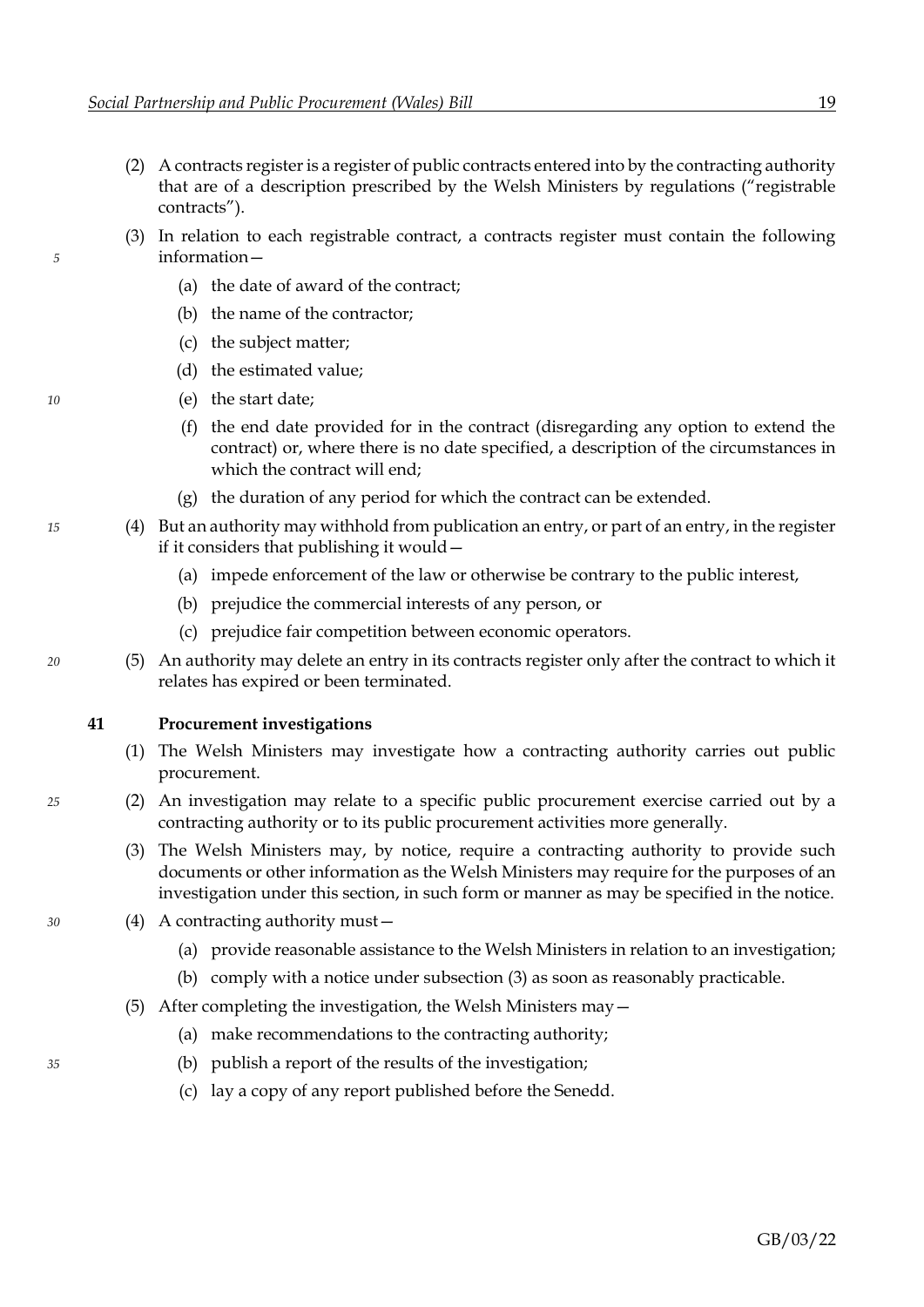(2) A contracts register is a register of public contracts entered into by the contracting authority that are of a description prescribed by the Welsh Ministers by regulations ("registrable contracts").

(3) In relation to each registrable contract, a contracts register must contain the following information—

(a) the date of award of the contract;

(b) the name of the contractor;

(c) the subject matter;

(d) the estimated value;

(e) the start date;

(f) the end date provided for in the contract (disregarding any option to extend the contract) or, where there is no date specified, a description of the circumstances in which the contract will end;

(g) the duration of any period for which the contract can be extended.

(4) But an authority may withhold from publication an entry, or part of an entry, in the register if it considers that publishing it would—

(a) impede enforcement of the law or otherwise be contrary to the public interest,

(b) prejudice the commercial interests of any person, or

(c) prejudice fair competition between economic operators.

(5) An authority may delete an entry in its contracts register only after the contract to which it relates has expired or been terminated.

**41 Procurement investigations**

(1) The Welsh Ministers may investigate how a contracting authority carries out public procurement.

(2) An investigation may relate to a specific public procurement exercise carried out by a contracting authority or to its public procurement activities more generally.

(3) The Welsh Ministers may, by notice, require a contracting authority to provide such documents or other information as the Welsh Ministers may require for the purposes of an investigation under this section, in such form or manner as may be specified in the notice.

(4) A contracting authority must—

(a) provide reasonable assistance to the Welsh Ministers in relation to an investigation;

(b) comply with a notice under subsection (3) as soon as reasonably practicable.

(5) After completing the investigation, the Welsh Ministers may—

(a) make recommendations to the contracting authority;

(b) publish a report of the results of the investigation;

(c) lay a copy of any report published before the Senedd.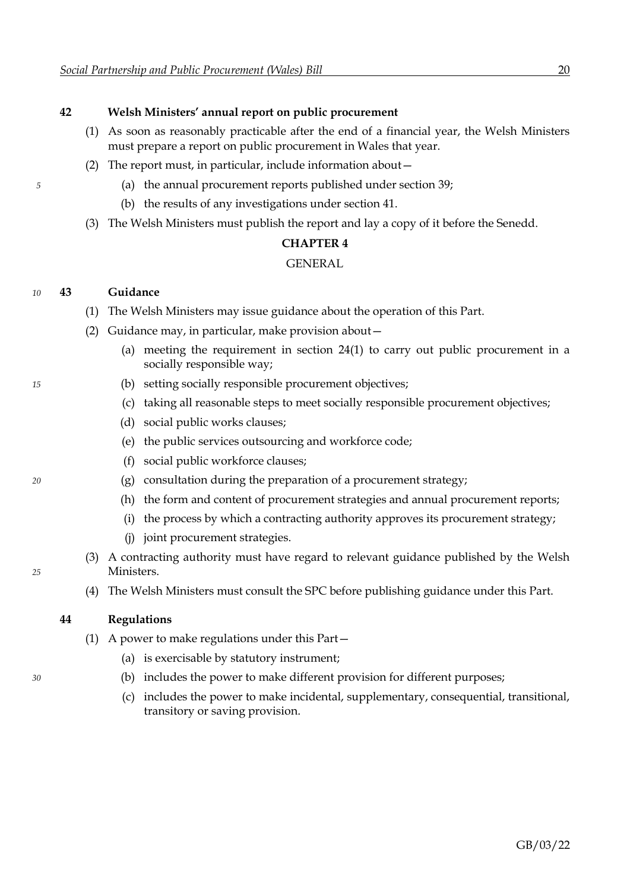**42 Welsh Ministers' annual report on public procurement**

(1) As soon as reasonably practicable after the end of a financial year, the Welsh Ministers must prepare a report on public procurement in Wales that year.

(2) The report must, in particular, include information about—

(a) the annual procurement reports published under section 39;

(b) the results of any investigations under section 41.

(3) The Welsh Ministers must publish the report and lay a copy of it before the Senedd.

## CHAPTER 4

## GENERAL

**43 Guidance**

(1) The Welsh Ministers may issue guidance about the operation of this Part.

(2) Guidance may, in particular, make provision about—

(a) meeting the requirement in section 24(1) to carry out public procurement in a socially responsible way;

(b) setting socially responsible procurement objectives;

(c) taking all reasonable steps to meet socially responsible procurement objectives;

(d) social public works clauses;

(e) the public services outsourcing and workforce code;

(f) social public workforce clauses;

(g) consultation during the preparation of a procurement strategy;

(h) the form and content of procurement strategies and annual procurement reports;

(i) the process by which a contracting authority approves its procurement strategy;

(j) joint procurement strategies.

(3) A contracting authority must have regard to relevant guidance published by the Welsh Ministers.

(4) The Welsh Ministers must consult the SPC before publishing guidance under this Part.

**44 Regulations**

(1) A power to make regulations under this Part—

(a) is exercisable by statutory instrument;

(b) includes the power to make different provision for different purposes;

(c) includes the power to make incidental, supplementary, consequential, transitional, transitory or saving provision.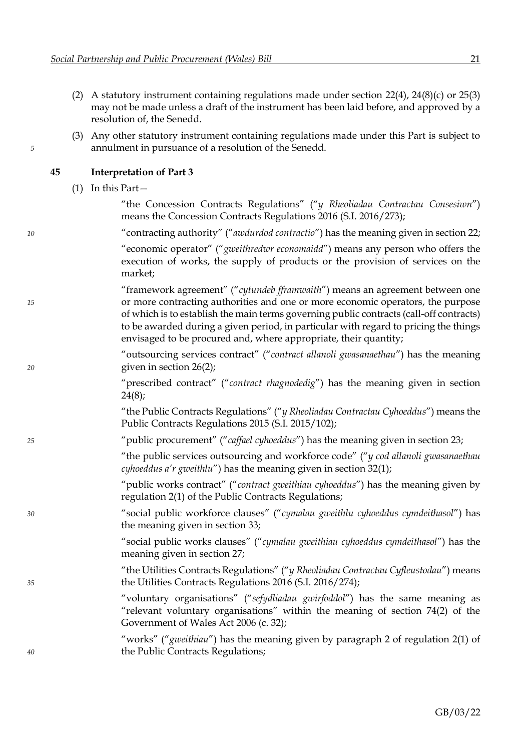(2) A statutory instrument containing regulations made under section 22(4), 24(8)(c) or 25(3) may not be made unless a draft of the instrument has been laid before, and approved by a resolution of, the Senedd.

(3) Any other statutory instrument containing regulations made under this Part is subject to annulment in pursuance of a resolution of the Senedd.

### 45 Interpretation of Part 3

(1) In this Part—

"the Concession Contracts Regulations" ("*y Rheoliadau Contractau Consesiwn*") means the Concession Contracts Regulations 2016 (S.I. 2016/273);

"contracting authority" ("*awdurdod contractio*") has the meaning given in section 22;

"economic operator" ("*gweithredwr economaidd*") means any person who offers the execution of works, the supply of products or the provision of services on the market;

"framework agreement" ("*cytundeb fframwaith*") means an agreement between one or more contracting authorities and one or more economic operators, the purpose of which is to establish the main terms governing public contracts (call-off contracts) to be awarded during a given period, in particular with regard to pricing the things envisaged to be procured and, where appropriate, their quantity;

"outsourcing services contract" ("*contract allanoli gwasanaethau*") has the meaning given in section 26(2);

"prescribed contract" ("*contract rhagnodedig*") has the meaning given in section 24(8);

"the Public Contracts Regulations" ("*y Rheoliadau Contractau Cyhoeddus*") means the Public Contracts Regulations 2015 (S.I. 2015/102);

"public procurement" ("*caffael cyhoeddus*") has the meaning given in section 23;

"the public services outsourcing and workforce code" ("*y cod allanoli gwasanaethau cyhoeddus a'r gweithlu*") has the meaning given in section 32(1);

"public works contract" ("*contract gweithiau cyhoeddus*") has the meaning given by regulation 2(1) of the Public Contracts Regulations;

"social public workforce clauses" ("*cymalau gweithlu cyhoeddus cymdeithasol*") has the meaning given in section 33;

"social public works clauses" ("*cymalau gweithiau cyhoeddus cymdeithasol*") has the meaning given in section 27;

"the Utilities Contracts Regulations" ("*y Rheoliadau Contractau Cyfleustodau*") means the Utilities Contracts Regulations 2016 (S.I. 2016/274);

"voluntary organisations" ("*sefydliadau gwirfoddol*") has the same meaning as "relevant voluntary organisations" within the meaning of section 74(2) of the Government of Wales Act 2006 (c. 32);

"works" ("*gweithiau*") has the meaning given by paragraph 2 of regulation 2(1) of the Public Contracts Regulations;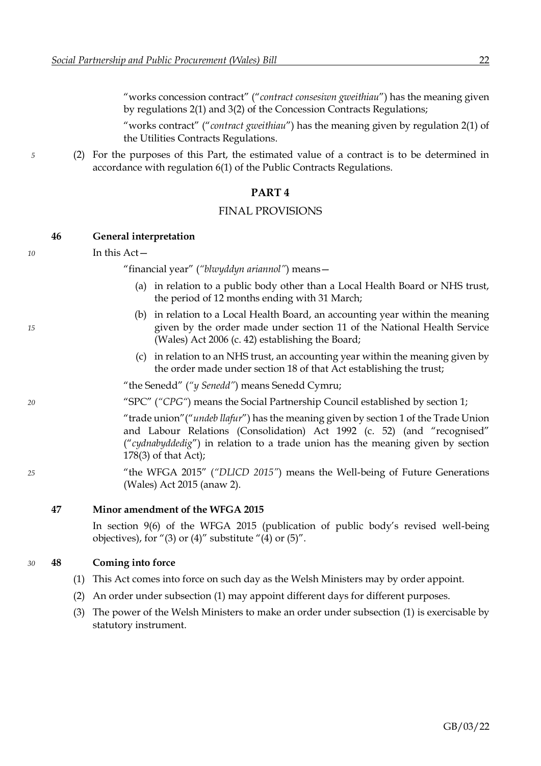"works concession contract" ("*contract consesiwn gweithiau*") has the meaning given by regulations 2(1) and 3(2) of the Concession Contracts Regulations;

"works contract" ("*contract gweithiau*") has the meaning given by regulation 2(1) of the Utilities Contracts Regulations.

(2) For the purposes of this Part, the estimated value of a contract is to be determined in accordance with regulation 6(1) of the Public Contracts Regulations.

## PART 4

## FINAL PROVISIONS

### 46 General interpretation

In this Act—

"financial year" (*"blwyddyn ariannol"*) means—

(a) in relation to a public body other than a Local Health Board or NHS trust, the period of 12 months ending with 31 March;

(b) in relation to a Local Health Board, an accounting year within the meaning given by the order made under section 11 of the National Health Service (Wales) Act 2006 (c. 42) establishing the Board;

(c) in relation to an NHS trust, an accounting year within the meaning given by the order made under section 18 of that Act establishing the trust;

"the Senedd" (*"y Senedd"*) means Senedd Cymru;

"SPC" (*"CPG"*) means the Social Partnership Council established by section 1;

"trade union"("*undeb llafur*") has the meaning given by section 1 of the Trade Union and Labour Relations (Consolidation) Act 1992 (c. 52) (and "recognised" ("*cydnabyddedig*") in relation to a trade union has the meaning given by section 178(3) of that Act);

"the WFGA 2015" (*"DLlCD 2015"*) means the Well-being of Future Generations (Wales) Act 2015 (anaw 2).

### 47 Minor amendment of the WFGA 2015

In section 9(6) of the WFGA 2015 (publication of public body's revised well-being objectives), for "(3) or (4)" substitute "(4) or (5)".

### 48 Coming into force

(1) This Act comes into force on such day as the Welsh Ministers may by order appoint.

(2) An order under subsection (1) may appoint different days for different purposes.

(3) The power of the Welsh Ministers to make an order under subsection (1) is exercisable by statutory instrument.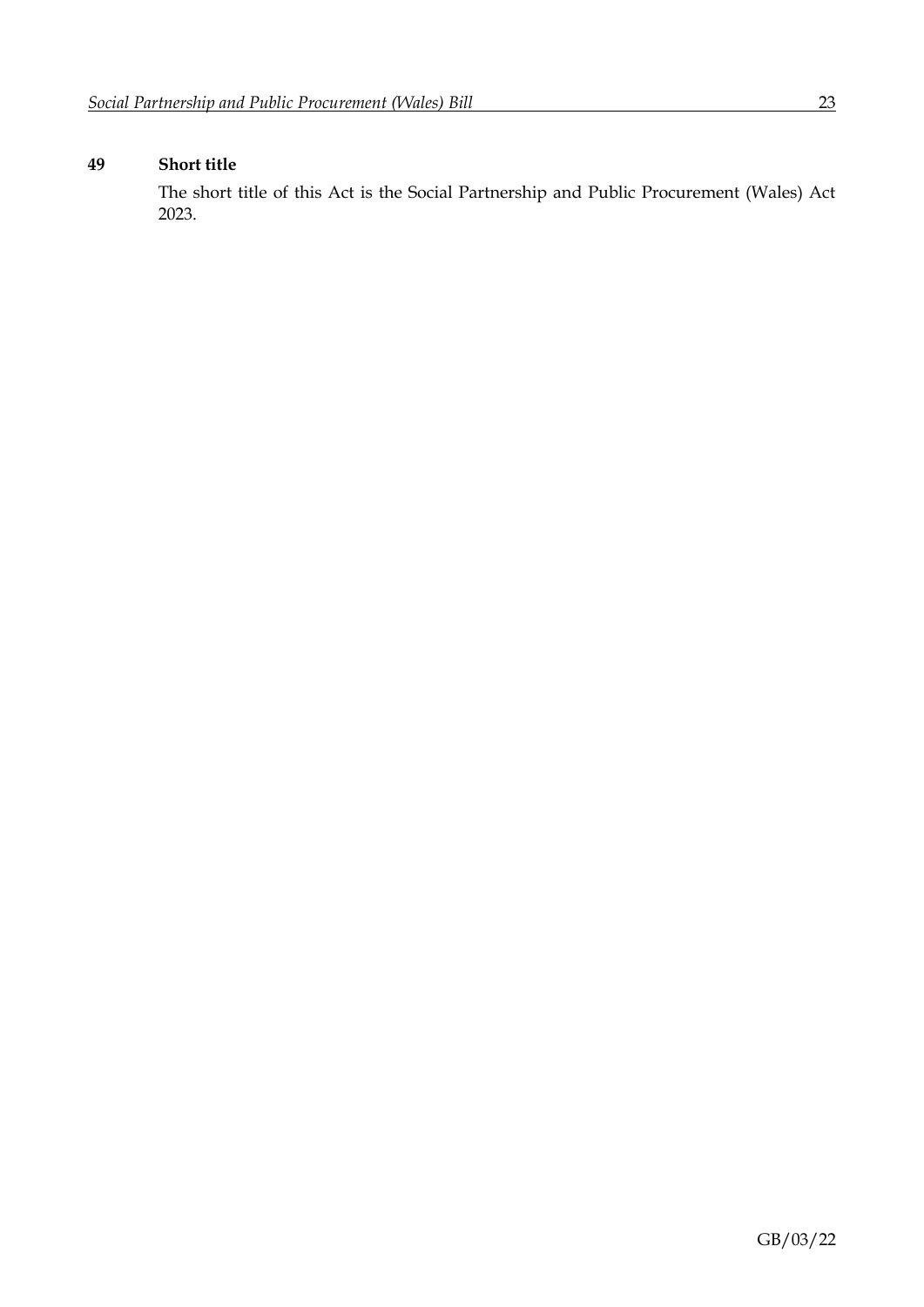**49 Short title**

The short title of this Act is the Social Partnership and Public Procurement (Wales) Act 2023.

GB/03/22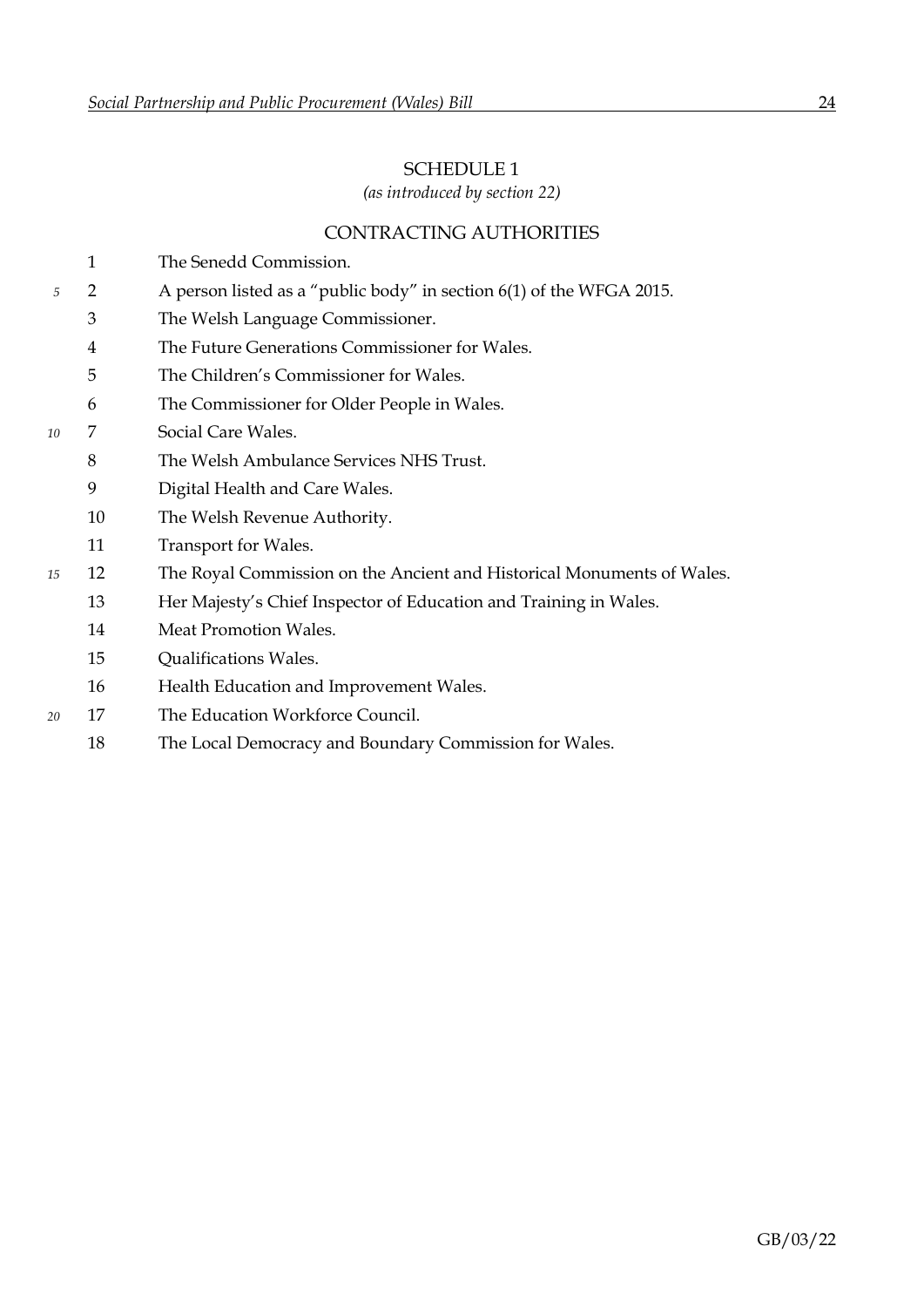## SCHEDULE 1

*(as introduced by section 22)*

### CONTRACTING AUTHORITIES

1 The Senedd Commission.

2 A person listed as a "public body" in section 6(1) of the WFGA 2015.

3 The Welsh Language Commissioner.

4 The Future Generations Commissioner for Wales.

5 The Children's Commissioner for Wales.

6 The Commissioner for Older People in Wales.

7 Social Care Wales.

8 The Welsh Ambulance Services NHS Trust.

9 Digital Health and Care Wales.

10 The Welsh Revenue Authority.

11 Transport for Wales.

12 The Royal Commission on the Ancient and Historical Monuments of Wales.

13 Her Majesty's Chief Inspector of Education and Training in Wales.

14 Meat Promotion Wales.

15 Qualifications Wales.

16 Health Education and Improvement Wales.

17 The Education Workforce Council.

18 The Local Democracy and Boundary Commission for Wales.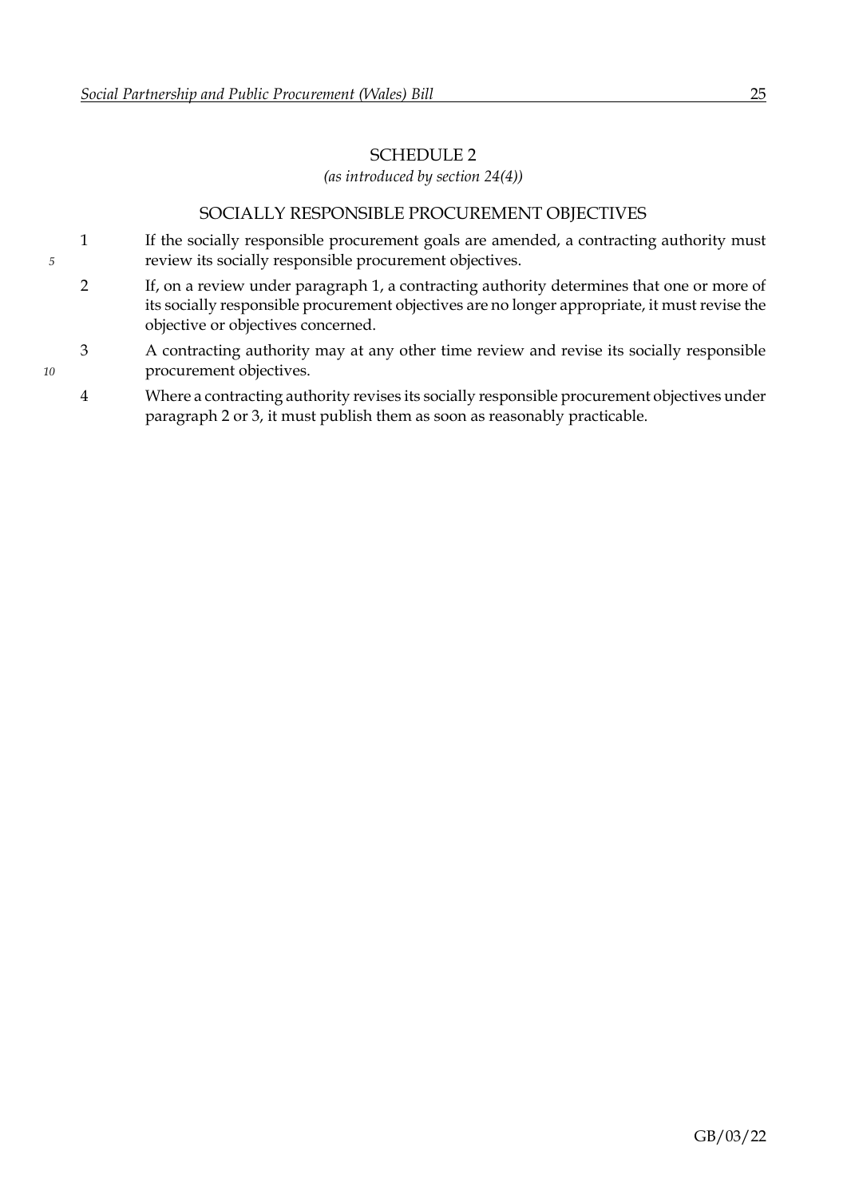# SCHEDULE 2

*(as introduced by section 24(4))*

## SOCIALLY RESPONSIBLE PROCUREMENT OBJECTIVES

1 If the socially responsible procurement goals are amended, a contracting authority must review its socially responsible procurement objectives.

2 If, on a review under paragraph 1, a contracting authority determines that one or more of its socially responsible procurement objectives are no longer appropriate, it must revise the objective or objectives concerned.

3 A contracting authority may at any other time review and revise its socially responsible procurement objectives.

4 Where a contracting authority revises its socially responsible procurement objectives under paragraph 2 or 3, it must publish them as soon as reasonably practicable.

GB/03/22